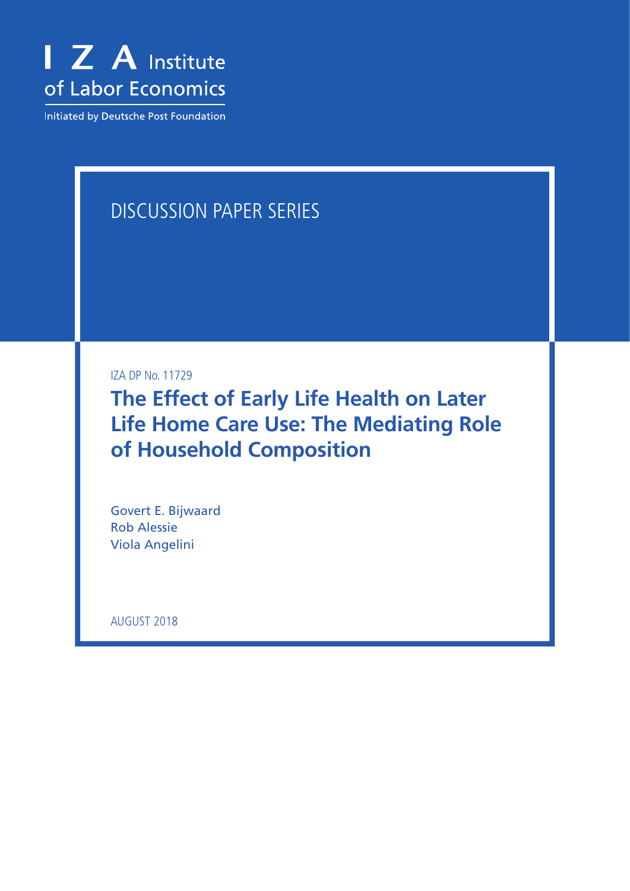I Z A Institute of Labor Economics

Initiated by Deutsche Post Foundation

DISCUSSION PAPER SERIES

IZA DP No. 11729

# The Effect of Early Life Health on Later Life Home Care Use: The Mediating Role of Household Composition

Govert E. Bijwaard
Rob Alessie
Viola Angelini

AUGUST 2018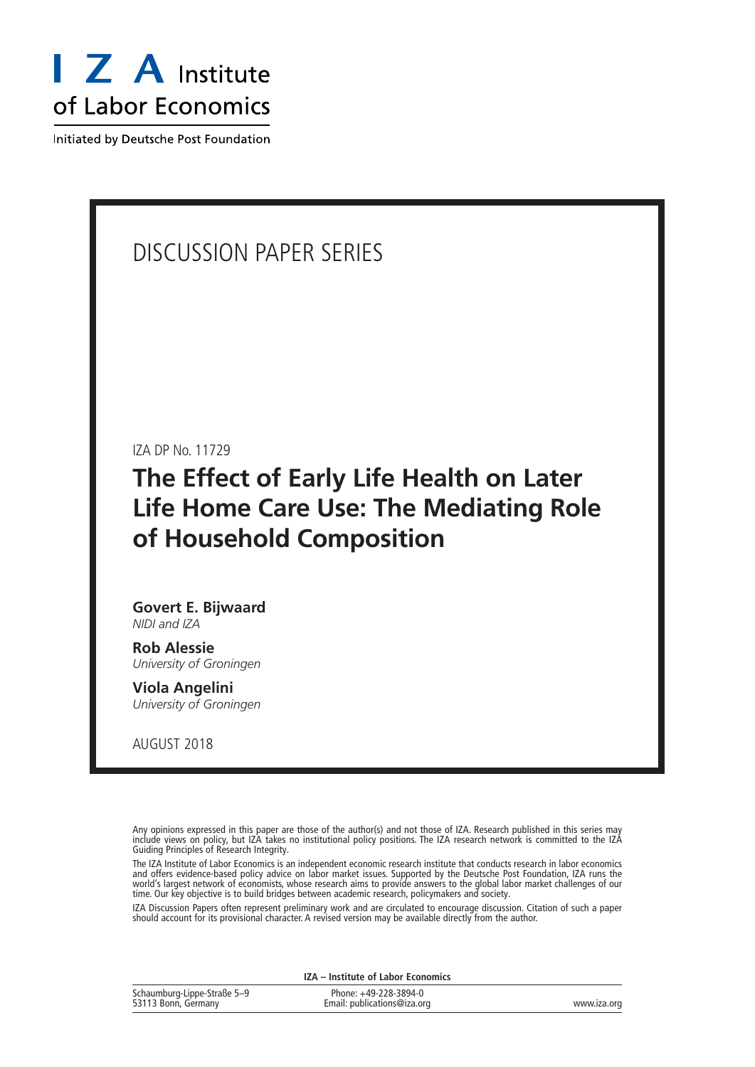I Z A Institute of Labor Economics

Initiated by Deutsche Post Foundation

DISCUSSION PAPER SERIES

IZA DP No. 11729

# The Effect of Early Life Health on Later Life Home Care Use: The Mediating Role of Household Composition

**Govert E. Bijwaard**
*NIDI and IZA*

**Rob Alessie**
*University of Groningen*

**Viola Angelini**
*University of Groningen*

AUGUST 2018

Any opinions expressed in this paper are those of the author(s) and not those of IZA. Research published in this series may include views on policy, but IZA takes no institutional policy positions. The IZA research network is committed to the IZA Guiding Principles of Research Integrity.

The IZA Institute of Labor Economics is an independent economic research institute that conducts research in labor economics and offers evidence-based policy advice on labor market issues. Supported by the Deutsche Post Foundation, IZA runs the world's largest network of economists, whose research aims to provide answers to the global labor market challenges of our time. Our key objective is to build bridges between academic research, policymakers and society.

IZA Discussion Papers often represent preliminary work and are circulated to encourage discussion. Citation of such a paper should account for its provisional character. A revised version may be available directly from the author.

**IZA – Institute of Labor Economics**

| | | |
|---|---|---|
| Schaumburg-Lippe-Straße 5–9<br>53113 Bonn, Germany | Phone: +49-228-3894-0<br>Email: publications@iza.org | www.iza.org |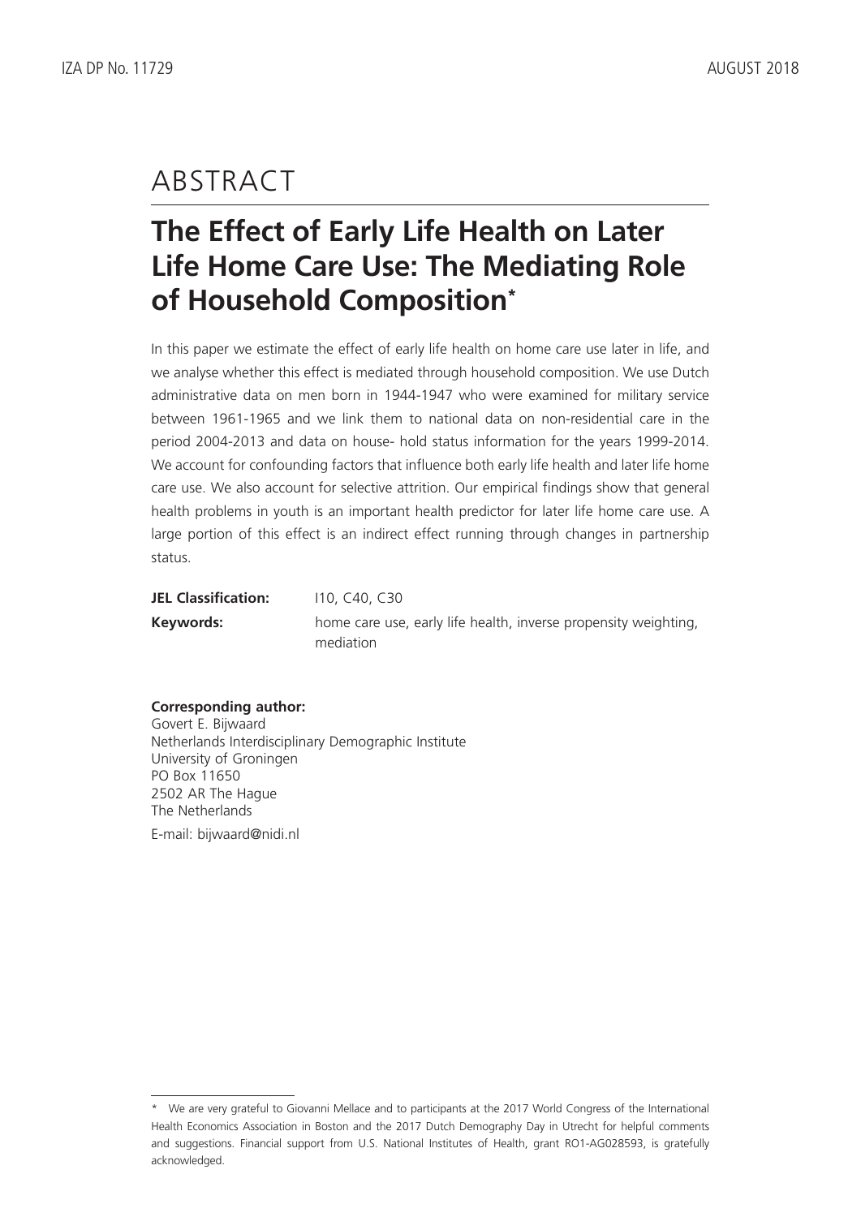# ABSTRACT

## The Effect of Early Life Health on Later Life Home Care Use: The Mediating Role of Household Composition*

In this paper we estimate the effect of early life health on home care use later in life, and we analyse whether this effect is mediated through household composition. We use Dutch administrative data on men born in 1944-1947 who were examined for military service between 1961-1965 and we link them to national data on non-residential care in the period 2004-2013 and data on house- hold status information for the years 1999-2014. We account for confounding factors that influence both early life health and later life home care use. We also account for selective attrition. Our empirical findings show that general health problems in youth is an important health predictor for later life home care use. A large portion of this effect is an indirect effect running through changes in partnership status.

**JEL Classification:** I10, C40, C30

**Keywords:** home care use, early life health, inverse propensity weighting, mediation

**Corresponding author:**
Govert E. Bijwaard
Netherlands Interdisciplinary Demographic Institute
University of Groningen
PO Box 11650
2502 AR The Hague
The Netherlands

E-mail: bijwaard@nidi.nl

---

* We are very grateful to Giovanni Mellace and to participants at the 2017 World Congress of the International Health Economics Association in Boston and the 2017 Dutch Demography Day in Utrecht for helpful comments and suggestions. Financial support from U.S. National Institutes of Health, grant RO1-AG028593, is gratefully acknowledged.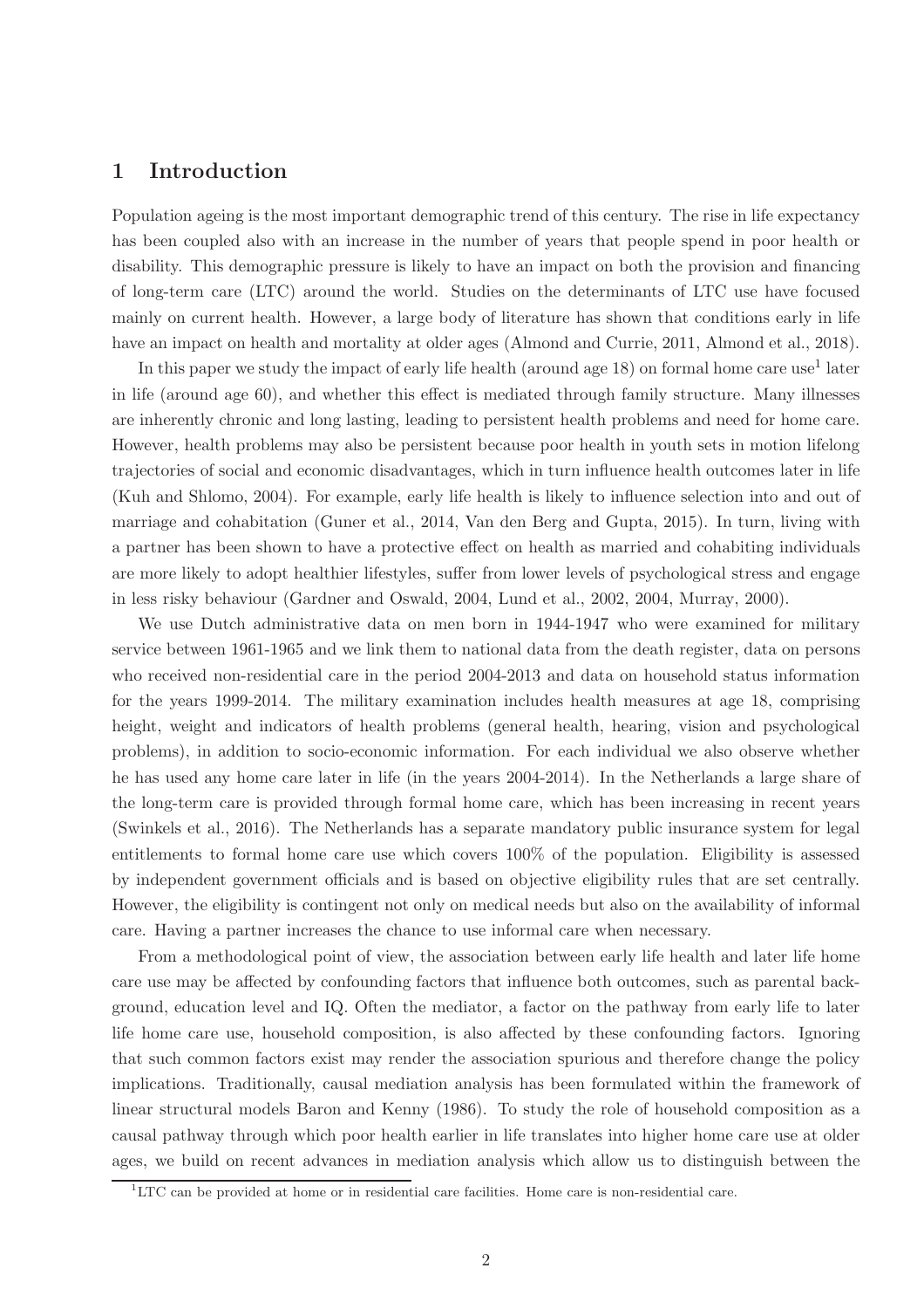# 1 Introduction

Population ageing is the most important demographic trend of this century. The rise in life expectancy has been coupled also with an increase in the number of years that people spend in poor health or disability. This demographic pressure is likely to have an impact on both the provision and financing of long-term care (LTC) around the world. Studies on the determinants of LTC use have focused mainly on current health. However, a large body of literature has shown that conditions early in life have an impact on health and mortality at older ages (Almond and Currie, 2011, Almond et al., 2018).

In this paper we study the impact of early life health (around age 18) on formal home care use[1] later in life (around age 60), and whether this effect is mediated through family structure. Many illnesses are inherently chronic and long lasting, leading to persistent health problems and need for home care. However, health problems may also be persistent because poor health in youth sets in motion lifelong trajectories of social and economic disadvantages, which in turn influence health outcomes later in life (Kuh and Shlomo, 2004). For example, early life health is likely to influence selection into and out of marriage and cohabitation (Guner et al., 2014, Van den Berg and Gupta, 2015). In turn, living with a partner has been shown to have a protective effect on health as married and cohabiting individuals are more likely to adopt healthier lifestyles, suffer from lower levels of psychological stress and engage in less risky behaviour (Gardner and Oswald, 2004, Lund et al., 2002, 2004, Murray, 2000).

We use Dutch administrative data on men born in 1944-1947 who were examined for military service between 1961-1965 and we link them to national data from the death register, data on persons who received non-residential care in the period 2004-2013 and data on household status information for the years 1999-2014. The military examination includes health measures at age 18, comprising height, weight and indicators of health problems (general health, hearing, vision and psychological problems), in addition to socio-economic information. For each individual we also observe whether he has used any home care later in life (in the years 2004-2014). In the Netherlands a large share of the long-term care is provided through formal home care, which has been increasing in recent years (Swinkels et al., 2016). The Netherlands has a separate mandatory public insurance system for legal entitlements to formal home care use which covers 100% of the population. Eligibility is assessed by independent government officials and is based on objective eligibility rules that are set centrally. However, the eligibility is contingent not only on medical needs but also on the availability of informal care. Having a partner increases the chance to use informal care when necessary.

From a methodological point of view, the association between early life health and later life home care use may be affected by confounding factors that influence both outcomes, such as parental background, education level and IQ. Often the mediator, a factor on the pathway from early life to later life home care use, household composition, is also affected by these confounding factors. Ignoring that such common factors exist may render the association spurious and therefore change the policy implications. Traditionally, causal mediation analysis has been formulated within the framework of linear structural models Baron and Kenny (1986). To study the role of household composition as a causal pathway through which poor health earlier in life translates into higher home care use at older ages, we build on recent advances in mediation analysis which allow us to distinguish between the

[1] LTC can be provided at home or in residential care facilities. Home care is non-residential care.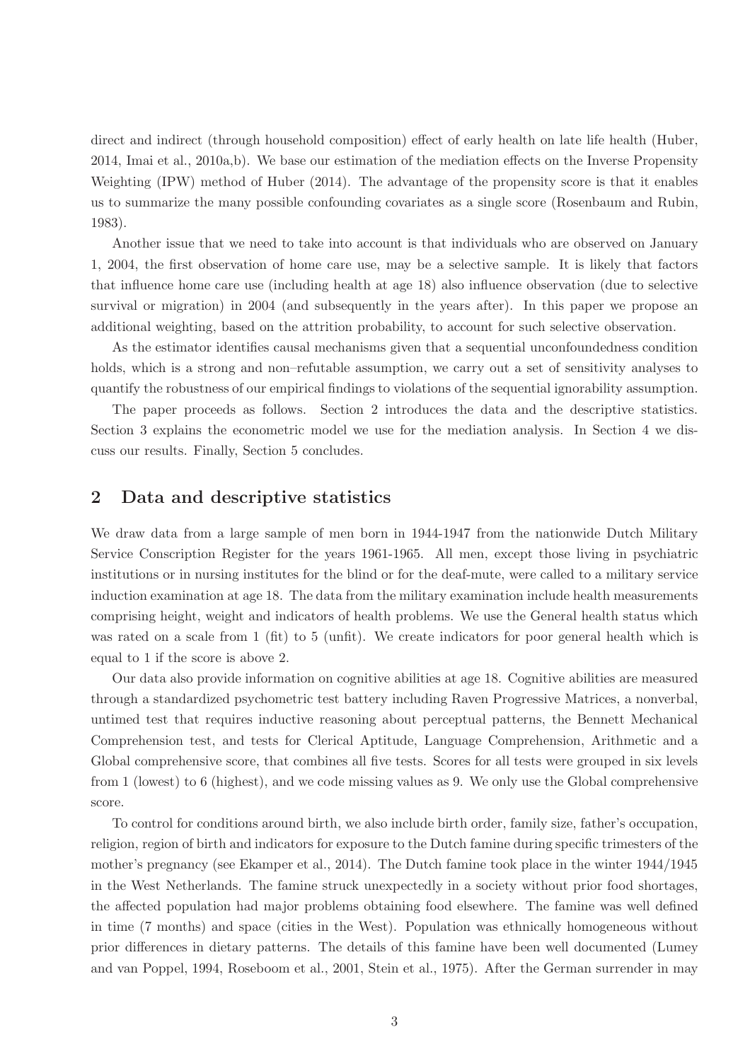direct and indirect (through household composition) effect of early health on late life health (Huber, 2014, Imai et al., 2010a,b). We base our estimation of the mediation effects on the Inverse Propensity Weighting (IPW) method of Huber (2014). The advantage of the propensity score is that it enables us to summarize the many possible confounding covariates as a single score (Rosenbaum and Rubin, 1983).

Another issue that we need to take into account is that individuals who are observed on January 1, 2004, the first observation of home care use, may be a selective sample. It is likely that factors that influence home care use (including health at age 18) also influence observation (due to selective survival or migration) in 2004 (and subsequently in the years after). In this paper we propose an additional weighting, based on the attrition probability, to account for such selective observation.

As the estimator identifies causal mechanisms given that a sequential unconfoundedness condition holds, which is a strong and non–refutable assumption, we carry out a set of sensitivity analyses to quantify the robustness of our empirical findings to violations of the sequential ignorability assumption.

The paper proceeds as follows. Section 2 introduces the data and the descriptive statistics. Section 3 explains the econometric model we use for the mediation analysis. In Section 4 we discuss our results. Finally, Section 5 concludes.

## 2 Data and descriptive statistics

We draw data from a large sample of men born in 1944-1947 from the nationwide Dutch Military Service Conscription Register for the years 1961-1965. All men, except those living in psychiatric institutions or in nursing institutes for the blind or for the deaf-mute, were called to a military service induction examination at age 18. The data from the military examination include health measurements comprising height, weight and indicators of health problems. We use the General health status which was rated on a scale from 1 (fit) to 5 (unfit). We create indicators for poor general health which is equal to 1 if the score is above 2.

Our data also provide information on cognitive abilities at age 18. Cognitive abilities are measured through a standardized psychometric test battery including Raven Progressive Matrices, a nonverbal, untimed test that requires inductive reasoning about perceptual patterns, the Bennett Mechanical Comprehension test, and tests for Clerical Aptitude, Language Comprehension, Arithmetic and a Global comprehensive score, that combines all five tests. Scores for all tests were grouped in six levels from 1 (lowest) to 6 (highest), and we code missing values as 9. We only use the Global comprehensive score.

To control for conditions around birth, we also include birth order, family size, father's occupation, religion, region of birth and indicators for exposure to the Dutch famine during specific trimesters of the mother's pregnancy (see Ekamper et al., 2014). The Dutch famine took place in the winter 1944/1945 in the West Netherlands. The famine struck unexpectedly in a society without prior food shortages, the affected population had major problems obtaining food elsewhere. The famine was well defined in time (7 months) and space (cities in the West). Population was ethnically homogeneous without prior differences in dietary patterns. The details of this famine have been well documented (Lumey and van Poppel, 1994, Roseboom et al., 2001, Stein et al., 1975). After the German surrender in may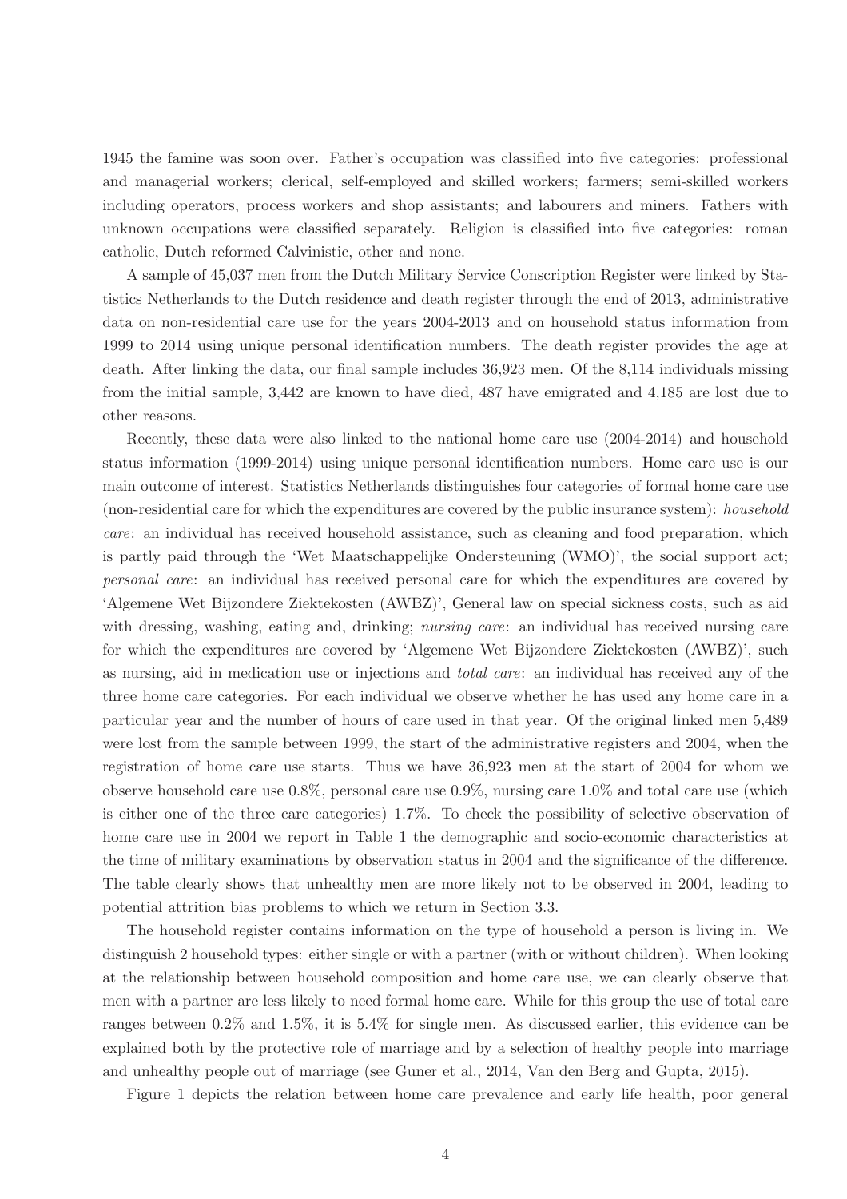1945 the famine was soon over. Father's occupation was classified into five categories: professional and managerial workers; clerical, self-employed and skilled workers; farmers; semi-skilled workers including operators, process workers and shop assistants; and labourers and miners. Fathers with unknown occupations were classified separately. Religion is classified into five categories: roman catholic, Dutch reformed Calvinistic, other and none.

A sample of 45,037 men from the Dutch Military Service Conscription Register were linked by Statistics Netherlands to the Dutch residence and death register through the end of 2013, administrative data on non-residential care use for the years 2004-2013 and on household status information from 1999 to 2014 using unique personal identification numbers. The death register provides the age at death. After linking the data, our final sample includes 36,923 men. Of the 8,114 individuals missing from the initial sample, 3,442 are known to have died, 487 have emigrated and 4,185 are lost due to other reasons.

Recently, these data were also linked to the national home care use (2004-2014) and household status information (1999-2014) using unique personal identification numbers. Home care use is our main outcome of interest. Statistics Netherlands distinguishes four categories of formal home care use (non-residential care for which the expenditures are covered by the public insurance system): *household care*: an individual has received household assistance, such as cleaning and food preparation, which is partly paid through the 'Wet Maatschappelijke Ondersteuning (WMO)', the social support act; *personal care*: an individual has received personal care for which the expenditures are covered by 'Algemene Wet Bijzondere Ziektekosten (AWBZ)', General law on special sickness costs, such as aid with dressing, washing, eating and, drinking; *nursing care*: an individual has received nursing care for which the expenditures are covered by 'Algemene Wet Bijzondere Ziektekosten (AWBZ)', such as nursing, aid in medication use or injections and *total care*: an individual has received any of the three home care categories. For each individual we observe whether he has used any home care in a particular year and the number of hours of care used in that year. Of the original linked men 5,489 were lost from the sample between 1999, the start of the administrative registers and 2004, when the registration of home care use starts. Thus we have 36,923 men at the start of 2004 for whom we observe household care use 0.8%, personal care use 0.9%, nursing care 1.0% and total care use (which is either one of the three care categories) 1.7%. To check the possibility of selective observation of home care use in 2004 we report in Table 1 the demographic and socio-economic characteristics at the time of military examinations by observation status in 2004 and the significance of the difference. The table clearly shows that unhealthy men are more likely not to be observed in 2004, leading to potential attrition bias problems to which we return in Section 3.3.

The household register contains information on the type of household a person is living in. We distinguish 2 household types: either single or with a partner (with or without children). When looking at the relationship between household composition and home care use, we can clearly observe that men with a partner are less likely to need formal home care. While for this group the use of total care ranges between 0.2% and 1.5%, it is 5.4% for single men. As discussed earlier, this evidence can be explained both by the protective role of marriage and by a selection of healthy people into marriage and unhealthy people out of marriage (see Guner et al., 2014, Van den Berg and Gupta, 2015).

Figure 1 depicts the relation between home care prevalence and early life health, poor general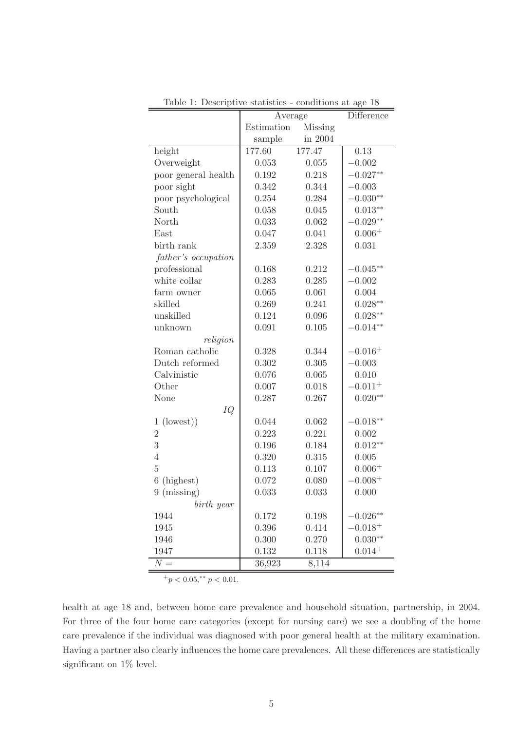Table 1: Descriptive statistics - conditions at age 18

| | Average | | Difference |
|---|---|---|---|
| | Estimation sample | Missing in 2004 | |
| height | 177.60 | 177.47 | 0.13 |
| Overweight | 0.053 | 0.055 | $-0.002$ |
| poor general health | 0.192 | 0.218 | $-0.027^{**}$ |
| poor sight | 0.342 | 0.344 | $-0.003$ |
| poor psychological | 0.254 | 0.284 | $-0.030^{**}$ |
| South | 0.058 | 0.045 | $0.013^{**}$ |
| North | 0.033 | 0.062 | $-0.029^{**}$ |
| East | 0.047 | 0.041 | $0.006^{+}$ |
| birth rank | 2.359 | 2.328 | 0.031 |
| *father's occupation* | | | |
| professional | 0.168 | 0.212 | $-0.045^{**}$ |
| white collar | 0.283 | 0.285 | $-0.002$ |
| farm owner | 0.065 | 0.061 | 0.004 |
| skilled | 0.269 | 0.241 | $0.028^{**}$ |
| unskilled | 0.124 | 0.096 | $0.028^{**}$ |
| unknown | 0.091 | 0.105 | $-0.014^{**}$ |
| *religion* | | | |
| Roman catholic | 0.328 | 0.344 | $-0.016^{+}$ |
| Dutch reformed | 0.302 | 0.305 | $-0.003$ |
| Calvinistic | 0.076 | 0.065 | 0.010 |
| Other | 0.007 | 0.018 | $-0.011^{+}$ |
| None | 0.287 | 0.267 | $0.020^{**}$ |
| *IQ* | | | |
| 1 (lowest)) | 0.044 | 0.062 | $-0.018^{**}$ |
| 2 | 0.223 | 0.221 | 0.002 |
| 3 | 0.196 | 0.184 | $0.012^{**}$ |
| 4 | 0.320 | 0.315 | 0.005 |
| 5 | 0.113 | 0.107 | $0.006^{+}$ |
| 6 (highest) | 0.072 | 0.080 | $-0.008^{+}$ |
| 9 (missing) | 0.033 | 0.033 | 0.000 |
| *birth year* | | | |
| 1944 | 0.172 | 0.198 | $-0.026^{**}$ |
| 1945 | 0.396 | 0.414 | $-0.018^{+}$ |
| 1946 | 0.300 | 0.270 | $0.030^{**}$ |
| 1947 | 0.132 | 0.118 | $0.014^{+}$ |
| $N =$ | 36,923 | 8,114 | |

$^{+}p < 0.05,^{**}p < 0.01.$

health at age 18 and, between home care prevalence and household situation, partnership, in 2004. For three of the four home care categories (except for nursing care) we see a doubling of the home care prevalence if the individual was diagnosed with poor general health at the military examination. Having a partner also clearly influences the home care prevalences. All these differences are statistically significant on 1% level.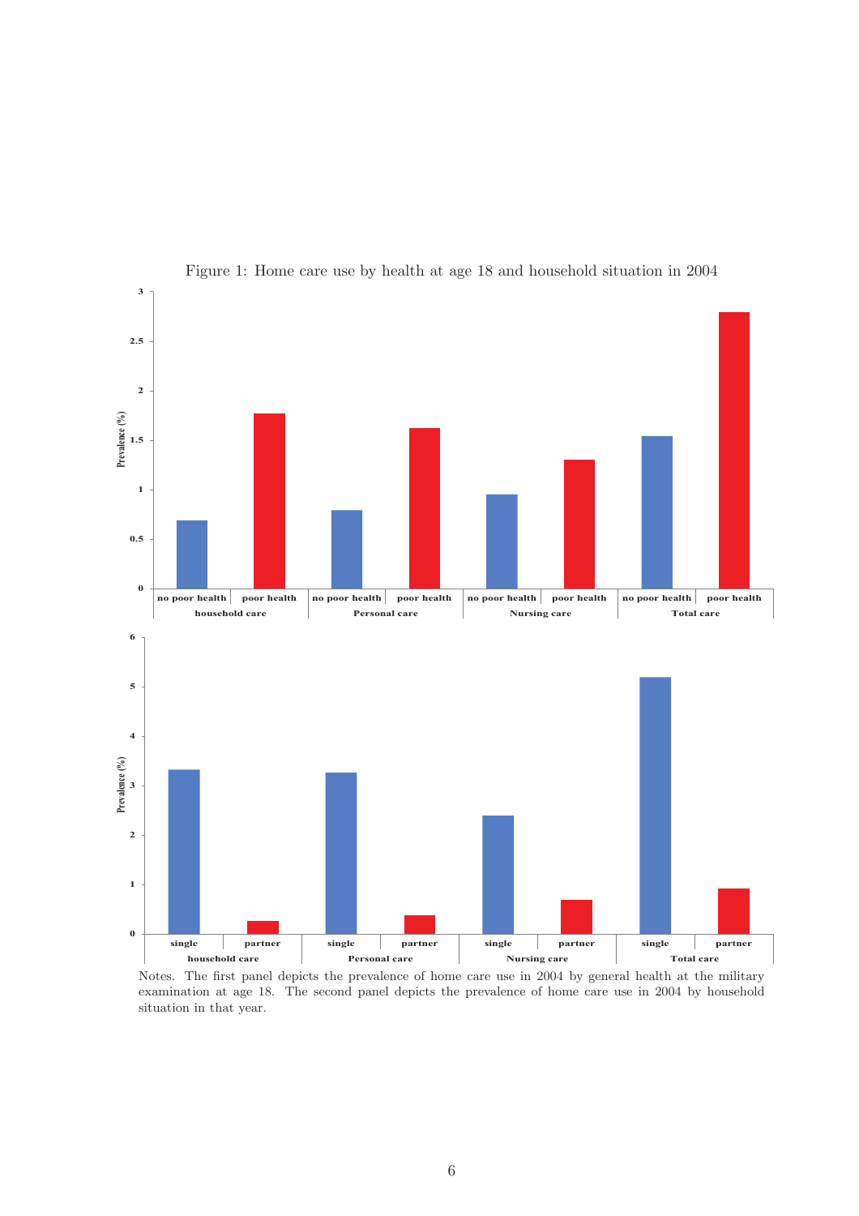Figure 1: Home care use by health at age 18 and household situation in 2004

Notes. The first panel depicts the prevalence of home care use in 2004 by general health at the military examination at age 18. The second panel depicts the prevalence of home care use in 2004 by household situation in that year.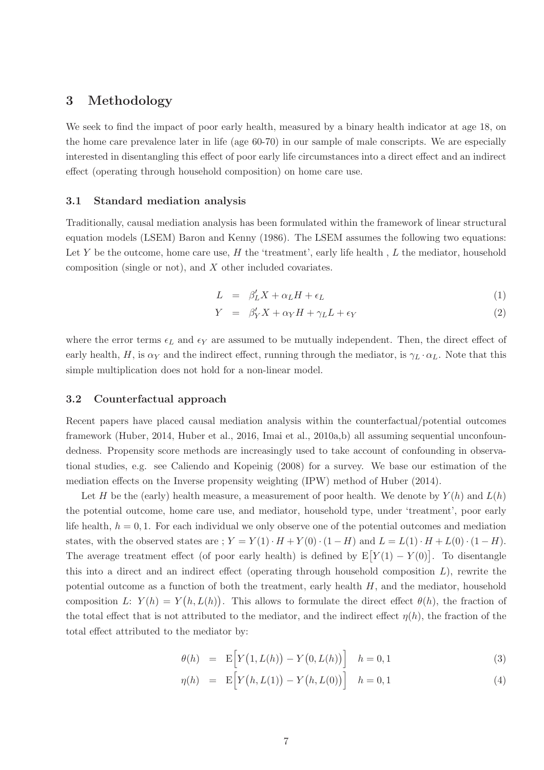## 3 Methodology

We seek to find the impact of poor early health, measured by a binary health indicator at age 18, on the home care prevalence later in life (age 60-70) in our sample of male conscripts. We are especially interested in disentangling this effect of poor early life circumstances into a direct effect and an indirect effect (operating through household composition) on home care use.

### 3.1 Standard mediation analysis

Traditionally, causal mediation analysis has been formulated within the framework of linear structural equation models (LSEM) Baron and Kenny (1986). The LSEM assumes the following two equations: Let $Y$ be the outcome, home care use, $H$ the 'treatment', early life health , $L$ the mediator, household composition (single or not), and $X$ other included covariates.

$$L = \beta_L' X + \alpha_L H + \epsilon_L \tag{1}$$

$$Y = \beta_Y' X + \alpha_Y H + \gamma_L L + \epsilon_Y \tag{2}$$

where the error terms $\epsilon_L$ and $\epsilon_Y$ are assumed to be mutually independent. Then, the direct effect of early health, $H$, is $\alpha_Y$ and the indirect effect, running through the mediator, is $\gamma_L \cdot \alpha_L$. Note that this simple multiplication does not hold for a non-linear model.

### 3.2 Counterfactual approach

Recent papers have placed causal mediation analysis within the counterfactual/potential outcomes framework (Huber, 2014, Huber et al., 2016, Imai et al., 2010a,b) all assuming sequential unconfoundedness. Propensity score methods are increasingly used to take account of confounding in observational studies, e.g. see Caliendo and Kopeinig (2008) for a survey. We base our estimation of the mediation effects on the Inverse propensity weighting (IPW) method of Huber (2014).

Let $H$ be the (early) health measure, a measurement of poor health. We denote by $Y(h)$ and $L(h)$ the potential outcome, home care use, and mediator, household type, under 'treatment', poor early life health, $h = 0, 1$. For each individual we only observe one of the potential outcomes and mediation states, with the observed states are ; $Y = Y(1) \cdot H + Y(0) \cdot (1 - H)$ and $L = L(1) \cdot H + L(0) \cdot (1 - H)$. The average treatment effect (of poor early health) is defined by $\mathrm{E}\big[Y(1) - Y(0)\big]$. To disentangle this into a direct and an indirect effect (operating through household composition $L$), rewrite the potential outcome as a function of both the treatment, early health $H$, and the mediator, household composition $L$: $Y(h) = Y\big(h, L(h)\big)$. This allows to formulate the direct effect $\theta(h)$, the fraction of the total effect that is not attributed to the mediator, and the indirect effect $\eta(h)$, the fraction of the total effect attributed to the mediator by:

$$\theta(h) = \mathrm{E}\Big[Y\big(1, L(h)\big) - Y\big(0, L(h)\big)\Big] \quad h = 0, 1 \tag{3}$$

$$\eta(h) = \mathrm{E}\Big[Y\big(h, L(1)\big) - Y\big(h, L(0)\big)\Big] \quad h = 0, 1 \tag{4}$$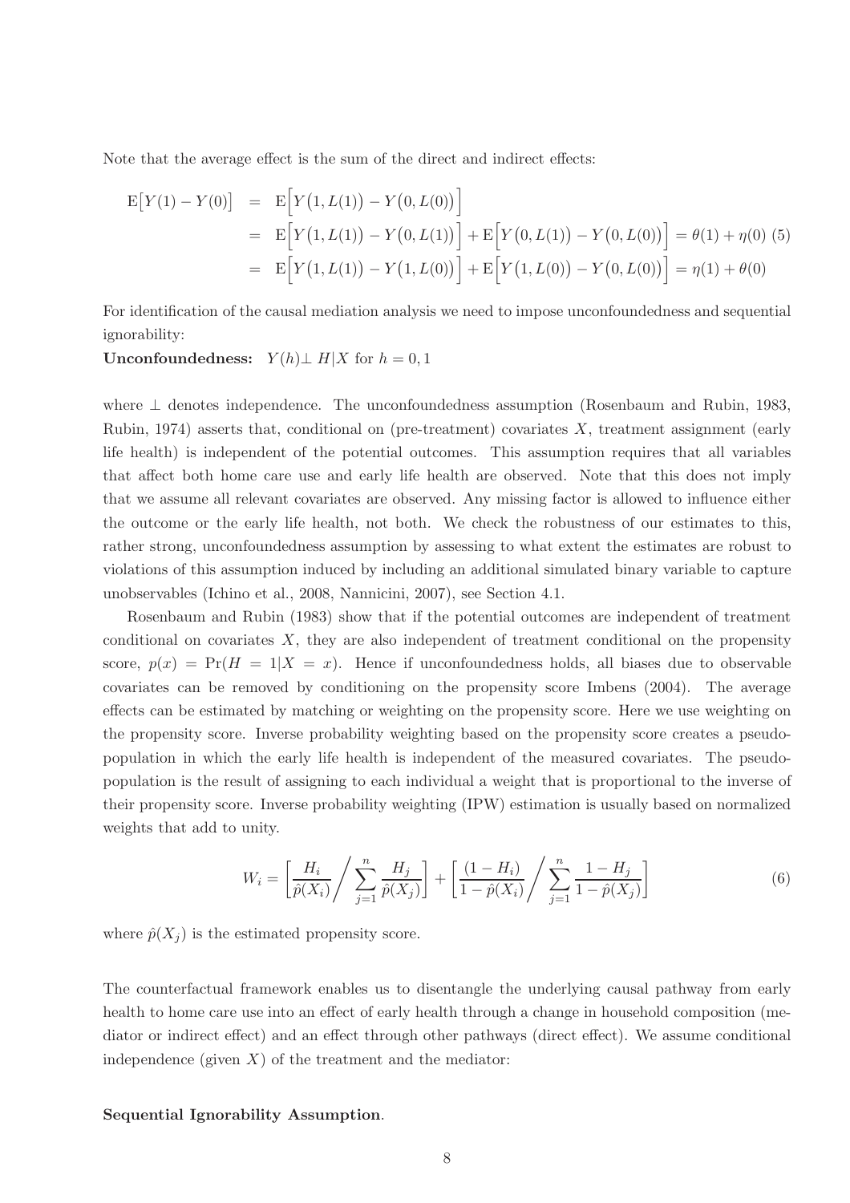Note that the average effect is the sum of the direct and indirect effects:

$$
\begin{aligned}
\mathrm{E}\big[Y(1) - Y(0)\big] &= \mathrm{E}\Big[Y\big(1, L(1)\big) - Y\big(0, L(0)\big)\Big] \\
&= \mathrm{E}\Big[Y\big(1, L(1)\big) - Y\big(0, L(1)\big)\Big] + \mathrm{E}\Big[Y\big(0, L(1)\big) - Y\big(0, L(0)\big)\Big] = \theta(1) + \eta(0) \quad (5) \\
&= \mathrm{E}\Big[Y\big(1, L(1)\big) - Y\big(1, L(0)\big)\Big] + \mathrm{E}\Big[Y\big(1, L(0)\big) - Y\big(0, L(0)\big)\Big] = \eta(1) + \theta(0)
\end{aligned}
$$

For identification of the causal mediation analysis we need to impose unconfoundedness and sequential ignorability:

**Unconfoundedness:** $Y(h) \perp H | X$ for $h = 0, 1$

where $\perp$ denotes independence. The unconfoundedness assumption (Rosenbaum and Rubin, 1983, Rubin, 1974) asserts that, conditional on (pre-treatment) covariates $X$, treatment assignment (early life health) is independent of the potential outcomes. This assumption requires that all variables that affect both home care use and early life health are observed. Note that this does not imply that we assume all relevant covariates are observed. Any missing factor is allowed to influence either the outcome or the early life health, not both. We check the robustness of our estimates to this, rather strong, unconfoundedness assumption by assessing to what extent the estimates are robust to violations of this assumption induced by including an additional simulated binary variable to capture unobservables (Ichino et al., 2008, Nannicini, 2007), see Section 4.1.

Rosenbaum and Rubin (1983) show that if the potential outcomes are independent of treatment conditional on covariates $X$, they are also independent of treatment conditional on the propensity score, $p(x) = \Pr(H = 1|X = x)$. Hence if unconfoundedness holds, all biases due to observable covariates can be removed by conditioning on the propensity score Imbens (2004). The average effects can be estimated by matching or weighting on the propensity score. Here we use weighting on the propensity score. Inverse probability weighting based on the propensity score creates a pseudo-population in which the early life health is independent of the measured covariates. The pseudo-population is the result of assigning to each individual a weight that is proportional to the inverse of their propensity score. Inverse probability weighting (IPW) estimation is usually based on normalized weights that add to unity.

$$
W_i = \left[ \frac{H_i}{\hat{p}(X_i)} \Bigg/ \sum_{j=1}^{n} \frac{H_j}{\hat{p}(X_j)} \right] + \left[ \frac{(1 - H_i)}{1 - \hat{p}(X_i)} \Bigg/ \sum_{j=1}^{n} \frac{1 - H_j}{1 - \hat{p}(X_j)} \right] \tag{6}
$$

where $\hat{p}(X_j)$ is the estimated propensity score.

The counterfactual framework enables us to disentangle the underlying causal pathway from early health to home care use into an effect of early health through a change in household composition (mediator or indirect effect) and an effect through other pathways (direct effect). We assume conditional independence (given $X$) of the treatment and the mediator:

**Sequential Ignorability Assumption**.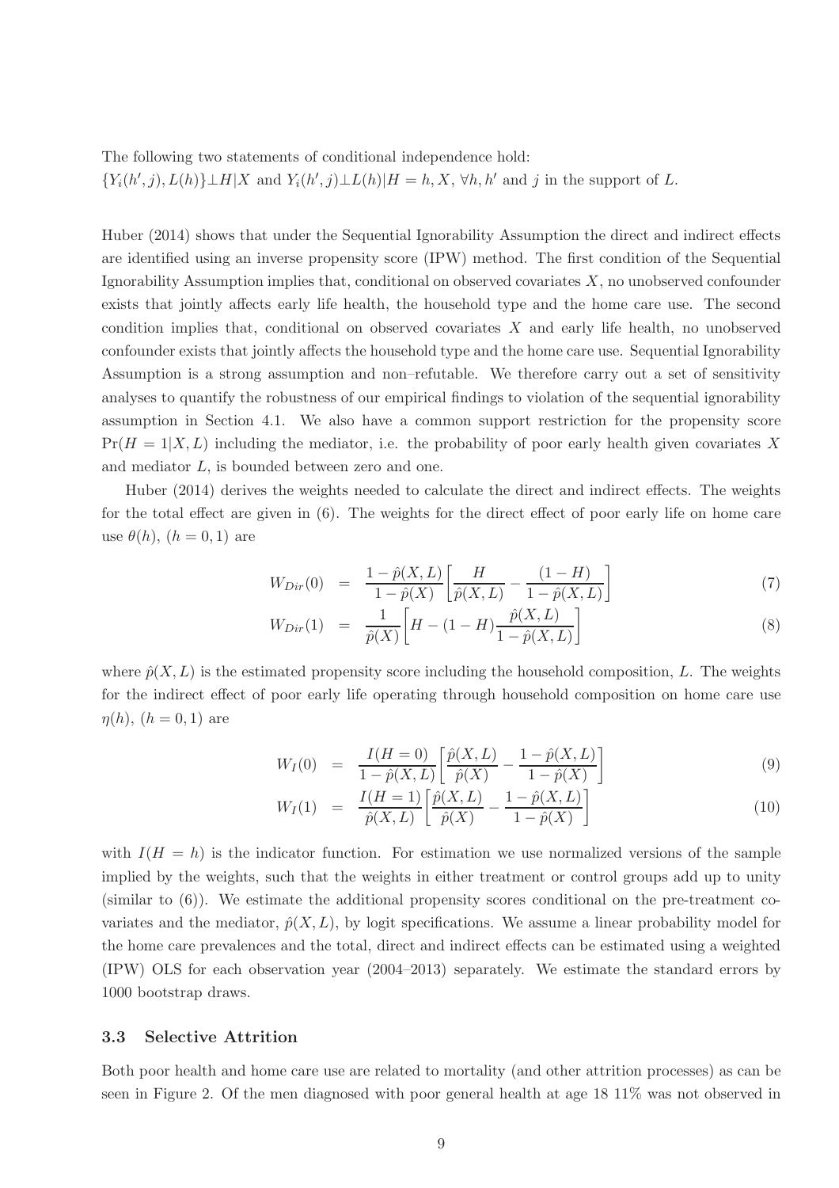The following two statements of conditional independence hold:
$\{Y_i(h', j), L(h)\} \perp H | X$ and $Y_i(h', j) \perp L(h) | H = h, X$, $\forall h, h'$ and $j$ in the support of $L$.

Huber (2014) shows that under the Sequential Ignorability Assumption the direct and indirect effects are identified using an inverse propensity score (IPW) method. The first condition of the Sequential Ignorability Assumption implies that, conditional on observed covariates $X$, no unobserved confounder exists that jointly affects early life health, the household type and the home care use. The second condition implies that, conditional on observed covariates $X$ and early life health, no unobserved confounder exists that jointly affects the household type and the home care use. Sequential Ignorability Assumption is a strong assumption and non–refutable. We therefore carry out a set of sensitivity analyses to quantify the robustness of our empirical findings to violation of the sequential ignorability assumption in Section 4.1. We also have a common support restriction for the propensity score $\Pr(H = 1|X, L)$ including the mediator, i.e. the probability of poor early health given covariates $X$ and mediator $L$, is bounded between zero and one.

Huber (2014) derives the weights needed to calculate the direct and indirect effects. The weights for the total effect are given in (6). The weights for the direct effect of poor early life on home care use $\theta(h)$, $(h = 0, 1)$ are

$$W_{Dir}(0) = \frac{1 - \hat{p}(X, L)}{1 - \hat{p}(X)} \left[ \frac{H}{\hat{p}(X, L)} - \frac{(1 - H)}{1 - \hat{p}(X, L)} \right] \tag{7}$$

$$W_{Dir}(1) = \frac{1}{\hat{p}(X)} \left[ H - (1 - H) \frac{\hat{p}(X, L)}{1 - \hat{p}(X, L)} \right] \tag{8}$$

where $\hat{p}(X, L)$ is the estimated propensity score including the household composition, $L$. The weights for the indirect effect of poor early life operating through household composition on home care use $\eta(h)$, $(h = 0, 1)$ are

$$W_I(0) = \frac{I(H = 0)}{1 - \hat{p}(X, L)} \left[ \frac{\hat{p}(X, L)}{\hat{p}(X)} - \frac{1 - \hat{p}(X, L)}{1 - \hat{p}(X)} \right] \tag{9}$$

$$W_I(1) = \frac{I(H = 1)}{\hat{p}(X, L)} \left[ \frac{\hat{p}(X, L)}{\hat{p}(X)} - \frac{1 - \hat{p}(X, L)}{1 - \hat{p}(X)} \right] \tag{10}$$

with $I(H = h)$ is the indicator function. For estimation we use normalized versions of the sample implied by the weights, such that the weights in either treatment or control groups add up to unity (similar to (6)). We estimate the additional propensity scores conditional on the pre-treatment covariates and the mediator, $\hat{p}(X, L)$, by logit specifications. We assume a linear probability model for the home care prevalences and the total, direct and indirect effects can be estimated using a weighted (IPW) OLS for each observation year (2004–2013) separately. We estimate the standard errors by 1000 bootstrap draws.

### 3.3 Selective Attrition

Both poor health and home care use are related to mortality (and other attrition processes) as can be seen in Figure 2. Of the men diagnosed with poor general health at age 18 11% was not observed in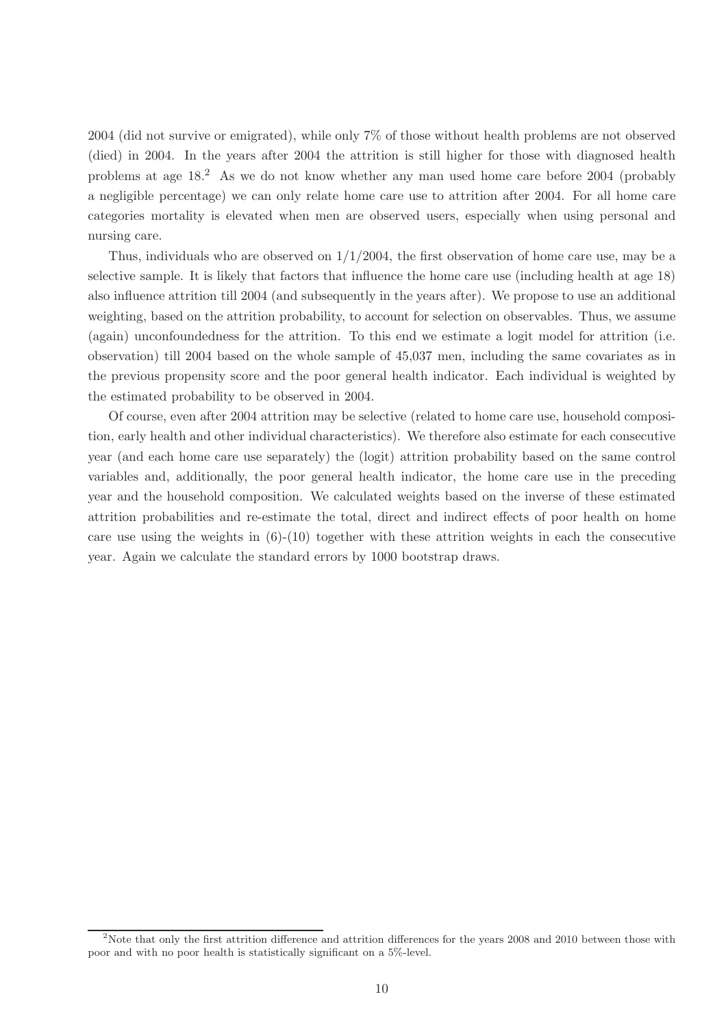2004 (did not survive or emigrated), while only 7% of those without health problems are not observed (died) in 2004. In the years after 2004 the attrition is still higher for those with diagnosed health problems at age 18.[2] As we do not know whether any man used home care before 2004 (probably a negligible percentage) we can only relate home care use to attrition after 2004. For all home care categories mortality is elevated when men are observed users, especially when using personal and nursing care.

Thus, individuals who are observed on 1/1/2004, the first observation of home care use, may be a selective sample. It is likely that factors that influence the home care use (including health at age 18) also influence attrition till 2004 (and subsequently in the years after). We propose to use an additional weighting, based on the attrition probability, to account for selection on observables. Thus, we assume (again) unconfoundedness for the attrition. To this end we estimate a logit model for attrition (i.e. observation) till 2004 based on the whole sample of 45,037 men, including the same covariates as in the previous propensity score and the poor general health indicator. Each individual is weighted by the estimated probability to be observed in 2004.

Of course, even after 2004 attrition may be selective (related to home care use, household composition, early health and other individual characteristics). We therefore also estimate for each consecutive year (and each home care use separately) the (logit) attrition probability based on the same control variables and, additionally, the poor general health indicator, the home care use in the preceding year and the household composition. We calculated weights based on the inverse of these estimated attrition probabilities and re-estimate the total, direct and indirect effects of poor health on home care use using the weights in (6)-(10) together with these attrition weights in each the consecutive year. Again we calculate the standard errors by 1000 bootstrap draws.

[2]Note that only the first attrition difference and attrition differences for the years 2008 and 2010 between those with poor and with no poor health is statistically significant on a 5%-level.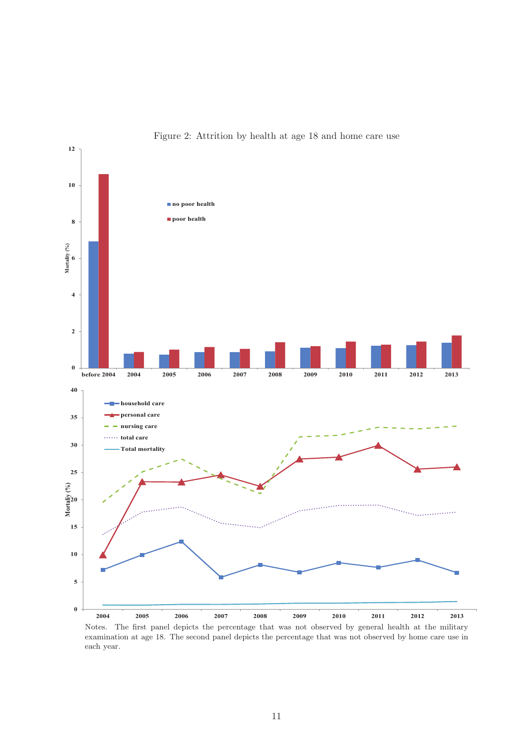Figure 2: Attrition by health at age 18 and home care use

Notes. The first panel depicts the percentage that was not observed by general health at the military examination at age 18. The second panel depicts the percentage that was not observed by home care use in each year.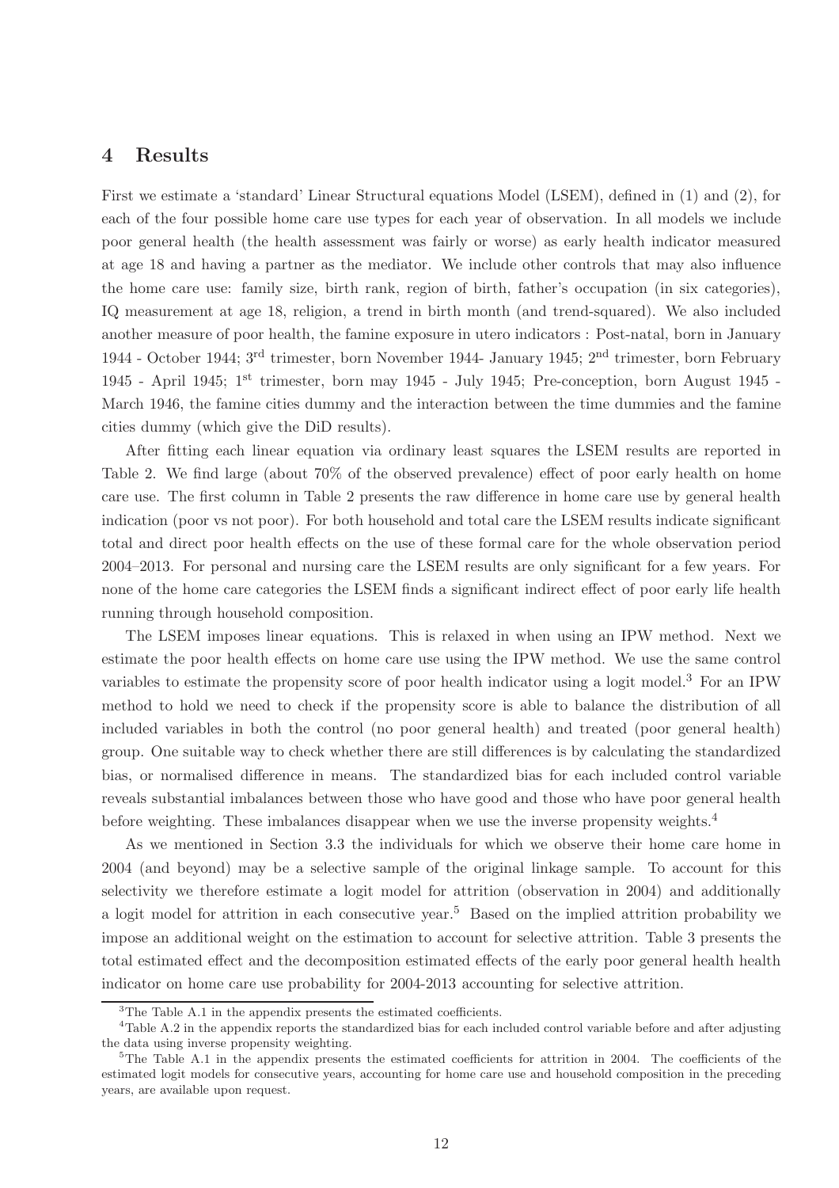## 4 Results

First we estimate a 'standard' Linear Structural equations Model (LSEM), defined in (1) and (2), for each of the four possible home care use types for each year of observation. In all models we include poor general health (the health assessment was fairly or worse) as early health indicator measured at age 18 and having a partner as the mediator. We include other controls that may also influence the home care use: family size, birth rank, region of birth, father's occupation (in six categories), IQ measurement at age 18, religion, a trend in birth month (and trend-squared). We also included another measure of poor health, the famine exposure in utero indicators : Post-natal, born in January 1944 - October 1944; 3$^{rd}$ trimester, born November 1944- January 1945; 2$^{nd}$ trimester, born February 1945 - April 1945; 1$^{st}$ trimester, born may 1945 - July 1945; Pre-conception, born August 1945 - March 1946, the famine cities dummy and the interaction between the time dummies and the famine cities dummy (which give the DiD results).

After fitting each linear equation via ordinary least squares the LSEM results are reported in Table 2. We find large (about 70% of the observed prevalence) effect of poor early health on home care use. The first column in Table 2 presents the raw difference in home care use by general health indication (poor vs not poor). For both household and total care the LSEM results indicate significant total and direct poor health effects on the use of these formal care for the whole observation period 2004–2013. For personal and nursing care the LSEM results are only significant for a few years. For none of the home care categories the LSEM finds a significant indirect effect of poor early life health running through household composition.

The LSEM imposes linear equations. This is relaxed in when using an IPW method. Next we estimate the poor health effects on home care use using the IPW method. We use the same control variables to estimate the propensity score of poor health indicator using a logit model.[3] For an IPW method to hold we need to check if the propensity score is able to balance the distribution of all included variables in both the control (no poor general health) and treated (poor general health) group. One suitable way to check whether there are still differences is by calculating the standardized bias, or normalised difference in means. The standardized bias for each included control variable reveals substantial imbalances between those who have good and those who have poor general health before weighting. These imbalances disappear when we use the inverse propensity weights.[4]

As we mentioned in Section 3.3 the individuals for which we observe their home care home in 2004 (and beyond) may be a selective sample of the original linkage sample. To account for this selectivity we therefore estimate a logit model for attrition (observation in 2004) and additionally a logit model for attrition in each consecutive year.[5] Based on the implied attrition probability we impose an additional weight on the estimation to account for selective attrition. Table 3 presents the total estimated effect and the decomposition estimated effects of the early poor general health health indicator on home care use probability for 2004-2013 accounting for selective attrition.

[3]The Table A.1 in the appendix presents the estimated coefficients.

[4]Table A.2 in the appendix reports the standardized bias for each included control variable before and after adjusting the data using inverse propensity weighting.

[5]The Table A.1 in the appendix presents the estimated coefficients for attrition in 2004. The coefficients of the estimated logit models for consecutive years, accounting for home care use and household composition in the preceding years, are available upon request.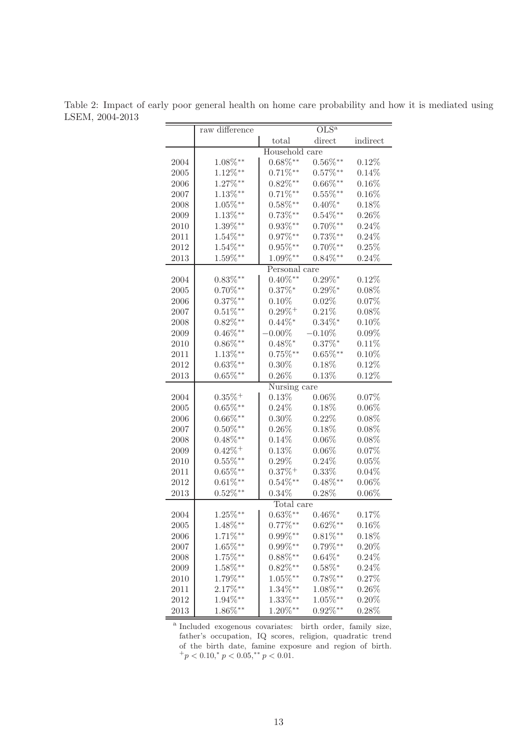Table 2: Impact of early poor general health on home care probability and how it is mediated using LSEM, 2004-2013

| | raw difference | OLS[a] | | |
|---|---|---|---|---|
| | | total | direct | indirect |
| | | Household care | | |
| 2004 | 1.08%** | 0.68%** | 0.56%** | 0.12% |
| 2005 | 1.12%** | 0.71%** | 0.57%** | 0.14% |
| 2006 | 1.27%** | 0.82%** | 0.66%** | 0.16% |
| 2007 | 1.13%** | 0.71%** | 0.55%** | 0.16% |
| 2008 | 1.05%** | 0.58%** | 0.40%* | 0.18% |
| 2009 | 1.13%** | 0.73%** | 0.54%** | 0.26% |
| 2010 | 1.39%** | 0.93%** | 0.70%** | 0.24% |
| 2011 | 1.54%** | 0.97%** | 0.73%** | 0.24% |
| 2012 | 1.54%** | 0.95%** | 0.70%** | 0.25% |
| 2013 | 1.59%** | 1.09%** | 0.84%** | 0.24% |
| | | Personal care | | |
| 2004 | 0.83%** | 0.40%** | 0.29%* | 0.12% |
| 2005 | 0.70%** | 0.37%* | 0.29%* | 0.08% |
| 2006 | 0.37%** | 0.10% | 0.02% | 0.07% |
| 2007 | 0.51%** | 0.29%+ | 0.21% | 0.08% |
| 2008 | 0.82%** | 0.44%* | 0.34%* | 0.10% |
| 2009 | 0.46%** | −0.00% | −0.10% | 0.09% |
| 2010 | 0.86%** | 0.48%* | 0.37%* | 0.11% |
| 2011 | 1.13%** | 0.75%** | 0.65%** | 0.10% |
| 2012 | 0.63%** | 0.30% | 0.18% | 0.12% |
| 2013 | 0.65%** | 0.26% | 0.13% | 0.12% |
| | | Nursing care | | |
| 2004 | 0.35%+ | 0.13% | 0.06% | 0.07% |
| 2005 | 0.65%** | 0.24% | 0.18% | 0.06% |
| 2006 | 0.66%** | 0.30% | 0.22% | 0.08% |
| 2007 | 0.50%** | 0.26% | 0.18% | 0.08% |
| 2008 | 0.48%** | 0.14% | 0.06% | 0.08% |
| 2009 | 0.42%+ | 0.13% | 0.06% | 0.07% |
| 2010 | 0.55%** | 0.29% | 0.24% | 0.05% |
| 2011 | 0.65%** | 0.37%+ | 0.33% | 0.04% |
| 2012 | 0.61%** | 0.54%** | 0.48%** | 0.06% |
| 2013 | 0.52%** | 0.34% | 0.28% | 0.06% |
| | | Total care | | |
| 2004 | 1.25%** | 0.63%** | 0.46%* | 0.17% |
| 2005 | 1.48%** | 0.77%** | 0.62%** | 0.16% |
| 2006 | 1.71%** | 0.99%** | 0.81%** | 0.18% |
| 2007 | 1.65%** | 0.99%** | 0.79%** | 0.20% |
| 2008 | 1.75%** | 0.88%** | 0.64%* | 0.24% |
| 2009 | 1.58%** | 0.82%** | 0.58%* | 0.24% |
| 2010 | 1.79%** | 1.05%** | 0.78%** | 0.27% |
| 2011 | 2.17%** | 1.34%** | 1.08%** | 0.26% |
| 2012 | 1.94%** | 1.33%** | 1.05%** | 0.20% |
| 2013 | 1.86%** | 1.20%** | 0.92%** | 0.28% |

[a] Included exogenous covariates: birth order, family size, father's occupation, IQ scores, religion, quadratic trend of the birth date, famine exposure and region of birth. $^{+}p < 0.10, ^{*}p < 0.05, ^{**}p < 0.01$.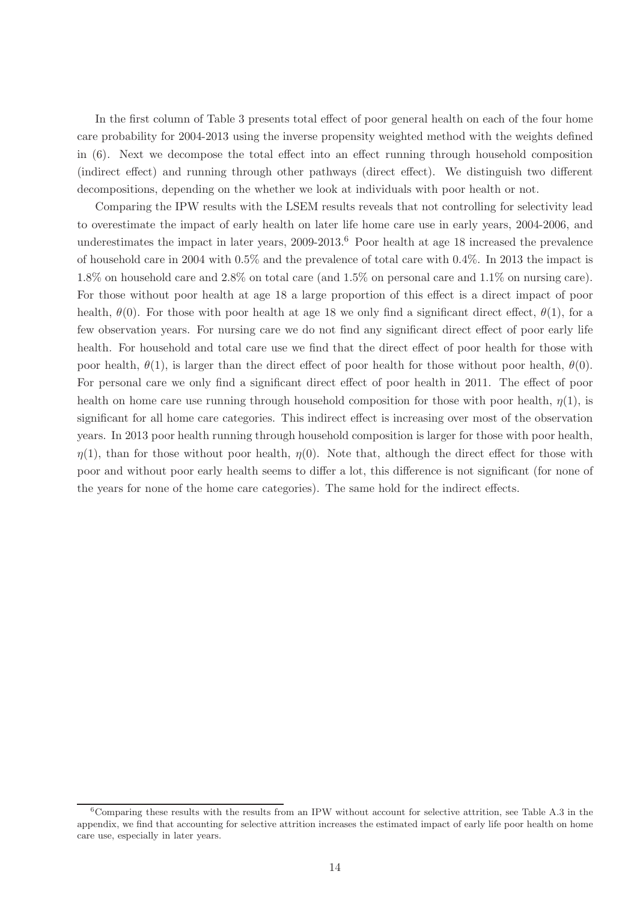In the first column of Table 3 presents total effect of poor general health on each of the four home care probability for 2004-2013 using the inverse propensity weighted method with the weights defined in (6). Next we decompose the total effect into an effect running through household composition (indirect effect) and running through other pathways (direct effect). We distinguish two different decompositions, depending on the whether we look at individuals with poor health or not.

Comparing the IPW results with the LSEM results reveals that not controlling for selectivity lead to overestimate the impact of early health on later life home care use in early years, 2004-2006, and underestimates the impact in later years, 2009-2013.[6] Poor health at age 18 increased the prevalence of household care in 2004 with 0.5% and the prevalence of total care with 0.4%. In 2013 the impact is 1.8% on household care and 2.8% on total care (and 1.5% on personal care and 1.1% on nursing care). For those without poor health at age 18 a large proportion of this effect is a direct impact of poor health, $\theta(0)$. For those with poor health at age 18 we only find a significant direct effect, $\theta(1)$, for a few observation years. For nursing care we do not find any significant direct effect of poor early life health. For household and total care use we find that the direct effect of poor health for those with poor health, $\theta(1)$, is larger than the direct effect of poor health for those without poor health, $\theta(0)$. For personal care we only find a significant direct effect of poor health in 2011. The effect of poor health on home care use running through household composition for those with poor health, $\eta(1)$, is significant for all home care categories. This indirect effect is increasing over most of the observation years. In 2013 poor health running through household composition is larger for those with poor health, $\eta(1)$, than for those without poor health, $\eta(0)$. Note that, although the direct effect for those with poor and without poor early health seems to differ a lot, this difference is not significant (for none of the years for none of the home care categories). The same hold for the indirect effects.

[6] Comparing these results with the results from an IPW without account for selective attrition, see Table A.3 in the appendix, we find that accounting for selective attrition increases the estimated impact of early life poor health on home care use, especially in later years.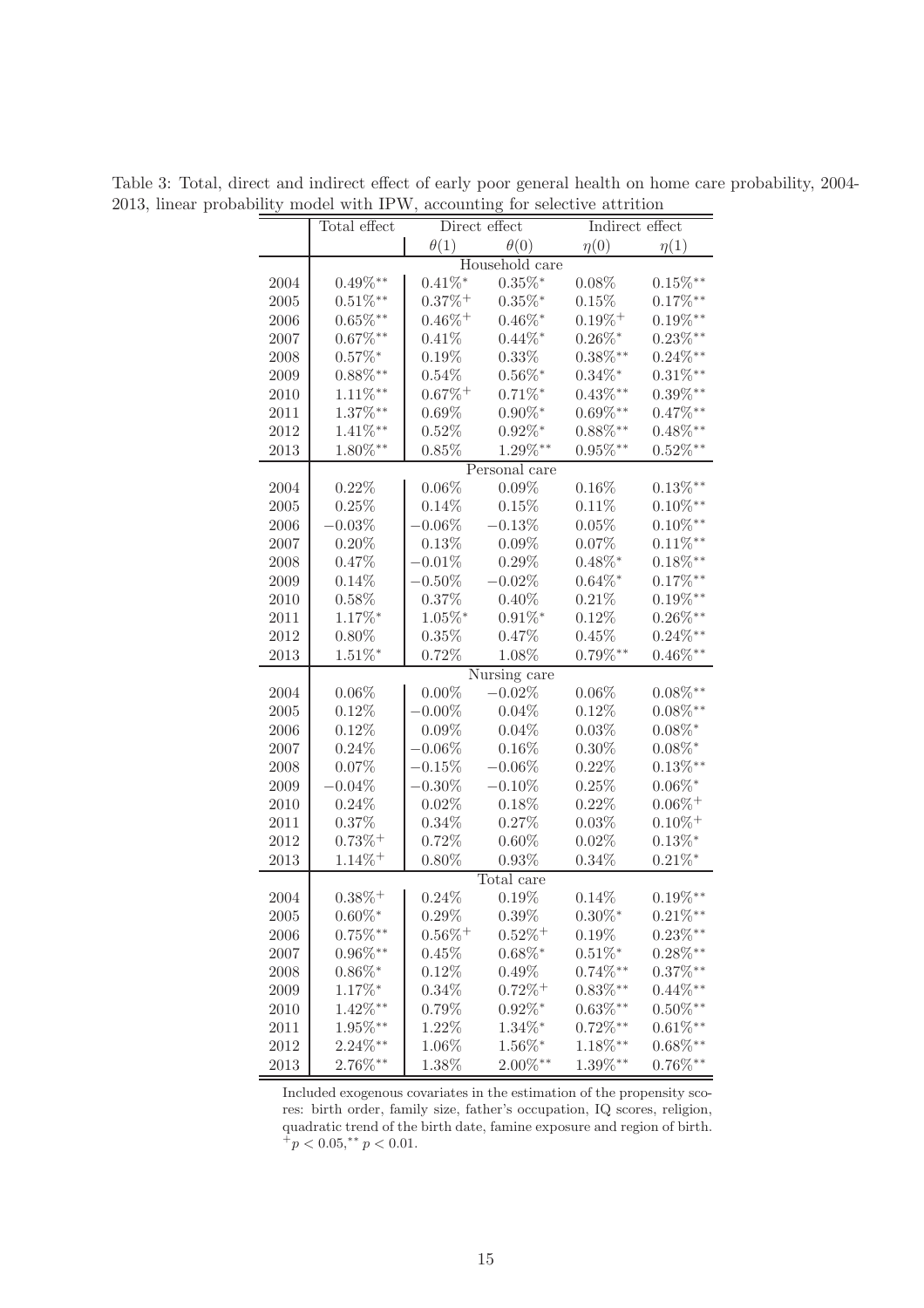Table 3: Total, direct and indirect effect of early poor general health on home care probability, 2004-2013, linear probability model with IPW, accounting for selective attrition

| | Total effect | Direct effect | | Indirect effect | |
|---|---|---|---|---|---|
| | | $\theta(1)$ | $\theta(0)$ | $\eta(0)$ | $\eta(1)$ |
| | Household care | | | | |
| 2004 | $0.49\%^{**}$ | $0.41\%^{*}$ | $0.35\%^{*}$ | $0.08\%$ | $0.15\%^{**}$ |
| 2005 | $0.51\%^{**}$ | $0.37\%^{+}$ | $0.35\%^{*}$ | $0.15\%$ | $0.17\%^{**}$ |
| 2006 | $0.65\%^{**}$ | $0.46\%^{+}$ | $0.46\%^{*}$ | $0.19\%^{+}$ | $0.19\%^{**}$ |
| 2007 | $0.67\%^{**}$ | $0.41\%$ | $0.44\%^{*}$ | $0.26\%^{*}$ | $0.23\%^{**}$ |
| 2008 | $0.57\%^{*}$ | $0.19\%$ | $0.33\%$ | $0.38\%^{**}$ | $0.24\%^{**}$ |
| 2009 | $0.88\%^{**}$ | $0.54\%$ | $0.56\%^{*}$ | $0.34\%^{*}$ | $0.31\%^{**}$ |
| 2010 | $1.11\%^{**}$ | $0.67\%^{+}$ | $0.71\%^{*}$ | $0.43\%^{**}$ | $0.39\%^{**}$ |
| 2011 | $1.37\%^{**}$ | $0.69\%$ | $0.90\%^{*}$ | $0.69\%^{**}$ | $0.47\%^{**}$ |
| 2012 | $1.41\%^{**}$ | $0.52\%$ | $0.92\%^{*}$ | $0.88\%^{**}$ | $0.48\%^{**}$ |
| 2013 | $1.80\%^{**}$ | $0.85\%$ | $1.29\%^{**}$ | $0.95\%^{**}$ | $0.52\%^{**}$ |
| | Personal care | | | | |
| 2004 | $0.22\%$ | $0.06\%$ | $0.09\%$ | $0.16\%$ | $0.13\%^{**}$ |
| 2005 | $0.25\%$ | $0.14\%$ | $0.15\%$ | $0.11\%$ | $0.10\%^{**}$ |
| 2006 | $-0.03\%$ | $-0.06\%$ | $-0.13\%$ | $0.05\%$ | $0.10\%^{**}$ |
| 2007 | $0.20\%$ | $0.13\%$ | $0.09\%$ | $0.07\%$ | $0.11\%^{**}$ |
| 2008 | $0.47\%$ | $-0.01\%$ | $0.29\%$ | $0.48\%^{*}$ | $0.18\%^{**}$ |
| 2009 | $0.14\%$ | $-0.50\%$ | $-0.02\%$ | $0.64\%^{*}$ | $0.17\%^{**}$ |
| 2010 | $0.58\%$ | $0.37\%$ | $0.40\%$ | $0.21\%$ | $0.19\%^{**}$ |
| 2011 | $1.17\%^{*}$ | $1.05\%^{*}$ | $0.91\%^{*}$ | $0.12\%$ | $0.26\%^{**}$ |
| 2012 | $0.80\%$ | $0.35\%$ | $0.47\%$ | $0.45\%$ | $0.24\%^{**}$ |
| 2013 | $1.51\%^{*}$ | $0.72\%$ | $1.08\%$ | $0.79\%^{**}$ | $0.46\%^{**}$ |
| | Nursing care | | | | |
| 2004 | $0.06\%$ | $0.00\%$ | $-0.02\%$ | $0.06\%$ | $0.08\%^{**}$ |
| 2005 | $0.12\%$ | $-0.00\%$ | $0.04\%$ | $0.12\%$ | $0.08\%^{**}$ |
| 2006 | $0.12\%$ | $0.09\%$ | $0.04\%$ | $0.03\%$ | $0.08\%^{*}$ |
| 2007 | $0.24\%$ | $-0.06\%$ | $0.16\%$ | $0.30\%$ | $0.08\%^{*}$ |
| 2008 | $0.07\%$ | $-0.15\%$ | $-0.06\%$ | $0.22\%$ | $0.13\%^{**}$ |
| 2009 | $-0.04\%$ | $-0.30\%$ | $-0.10\%$ | $0.25\%$ | $0.06\%^{*}$ |
| 2010 | $0.24\%$ | $0.02\%$ | $0.18\%$ | $0.22\%$ | $0.06\%^{+}$ |
| 2011 | $0.37\%$ | $0.34\%$ | $0.27\%$ | $0.03\%$ | $0.10\%^{+}$ |
| 2012 | $0.73\%^{+}$ | $0.72\%$ | $0.60\%$ | $0.02\%$ | $0.13\%^{*}$ |
| 2013 | $1.14\%^{+}$ | $0.80\%$ | $0.93\%$ | $0.34\%$ | $0.21\%^{*}$ |
| | Total care | | | | |
| 2004 | $0.38\%^{+}$ | $0.24\%$ | $0.19\%$ | $0.14\%$ | $0.19\%^{**}$ |
| 2005 | $0.60\%^{*}$ | $0.29\%$ | $0.39\%$ | $0.30\%^{*}$ | $0.21\%^{**}$ |
| 2006 | $0.75\%^{**}$ | $0.56\%^{+}$ | $0.52\%^{+}$ | $0.19\%$ | $0.23\%^{**}$ |
| 2007 | $0.96\%^{**}$ | $0.45\%$ | $0.68\%^{*}$ | $0.51\%^{*}$ | $0.28\%^{**}$ |
| 2008 | $0.86\%^{*}$ | $0.12\%$ | $0.49\%$ | $0.74\%^{**}$ | $0.37\%^{**}$ |
| 2009 | $1.17\%^{*}$ | $0.34\%$ | $0.72\%^{+}$ | $0.83\%^{**}$ | $0.44\%^{**}$ |
| 2010 | $1.42\%^{**}$ | $0.79\%$ | $0.92\%^{*}$ | $0.63\%^{**}$ | $0.50\%^{**}$ |
| 2011 | $1.95\%^{**}$ | $1.22\%$ | $1.34\%^{*}$ | $0.72\%^{**}$ | $0.61\%^{**}$ |
| 2012 | $2.24\%^{**}$ | $1.06\%$ | $1.56\%^{*}$ | $1.18\%^{**}$ | $0.68\%^{**}$ |
| 2013 | $2.76\%^{**}$ | $1.38\%$ | $2.00\%^{**}$ | $1.39\%^{**}$ | $0.76\%^{**}$ |

Included exogenous covariates in the estimation of the propensity scores: birth order, family size, father's occupation, IQ scores, religion, quadratic trend of the birth date, famine exposure and region of birth. $^{+}p < 0.05, ^{**}p < 0.01$.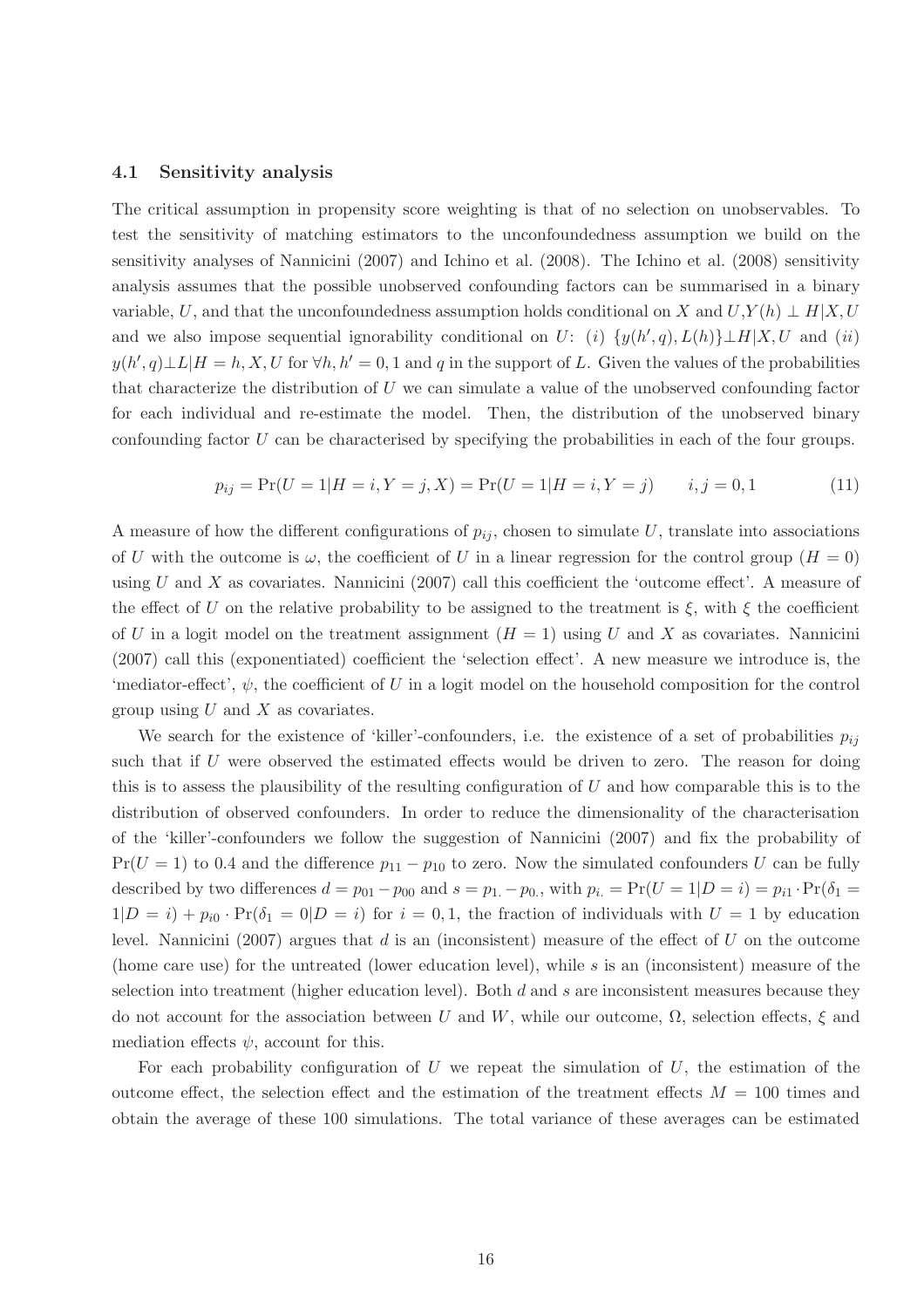### 4.1 Sensitivity analysis

The critical assumption in propensity score weighting is that of no selection on unobservables. To test the sensitivity of matching estimators to the unconfoundedness assumption we build on the sensitivity analyses of Nannicini (2007) and Ichino et al. (2008). The Ichino et al. (2008) sensitivity analysis assumes that the possible unobserved confounding factors can be summarised in a binary variable, $U$, and that the unconfoundedness assumption holds conditional on $X$ and $U$,$Y(h) \perp H|X,U$ and we also impose sequential ignorability conditional on $U$: $(i)$ $\{y(h',q), L(h)\} \perp H|X,U$ and $(ii)$ $y(h',q) \perp L|H=h,X,U$ for $\forall h,h'=0,1$ and $q$ in the support of $L$. Given the values of the probabilities that characterize the distribution of $U$ we can simulate a value of the unobserved confounding factor for each individual and re-estimate the model. Then, the distribution of the unobserved binary confounding factor $U$ can be characterised by specifying the probabilities in each of the four groups.

$$p_{ij} = \Pr(U=1|H=i,Y=j,X) = \Pr(U=1|H=i,Y=j) \qquad i,j=0,1 \tag{11}$$

A measure of how the different configurations of $p_{ij}$, chosen to simulate $U$, translate into associations of $U$ with the outcome is $\omega$, the coefficient of $U$ in a linear regression for the control group ($H=0$) using $U$ and $X$ as covariates. Nannicini (2007) call this coefficient the 'outcome effect'. A measure of the effect of $U$ on the relative probability to be assigned to the treatment is $\xi$, with $\xi$ the coefficient of $U$ in a logit model on the treatment assignment ($H=1$) using $U$ and $X$ as covariates. Nannicini (2007) call this (exponentiated) coefficient the 'selection effect'. A new measure we introduce is, the 'mediator-effect', $\psi$, the coefficient of $U$ in a logit model on the household composition for the control group using $U$ and $X$ as covariates.

We search for the existence of 'killer'-confounders, i.e. the existence of a set of probabilities $p_{ij}$ such that if $U$ were observed the estimated effects would be driven to zero. The reason for doing this is to assess the plausibility of the resulting configuration of $U$ and how comparable this is to the distribution of observed confounders. In order to reduce the dimensionality of the characterisation of the 'killer'-confounders we follow the suggestion of Nannicini (2007) and fix the probability of $\Pr(U=1)$ to 0.4 and the difference $p_{11}-p_{10}$ to zero. Now the simulated confounders $U$ can be fully described by two differences $d=p_{01}-p_{00}$ and $s=p_{1.}-p_{0.}$, with $p_{i.}=\Pr(U=1|D=i)=p_{i1}\cdot\Pr(\delta_1=1|D=i)+p_{i0}\cdot\Pr(\delta_1=0|D=i)$ for $i=0,1$, the fraction of individuals with $U=1$ by education level. Nannicini (2007) argues that $d$ is an (inconsistent) measure of the effect of $U$ on the outcome (home care use) for the untreated (lower education level), while $s$ is an (inconsistent) measure of the selection into treatment (higher education level). Both $d$ and $s$ are inconsistent measures because they do not account for the association between $U$ and $W$, while our outcome, $\Omega$, selection effects, $\xi$ and mediation effects $\psi$, account for this.

For each probability configuration of $U$ we repeat the simulation of $U$, the estimation of the outcome effect, the selection effect and the estimation of the treatment effects $M=100$ times and obtain the average of these 100 simulations. The total variance of these averages can be estimated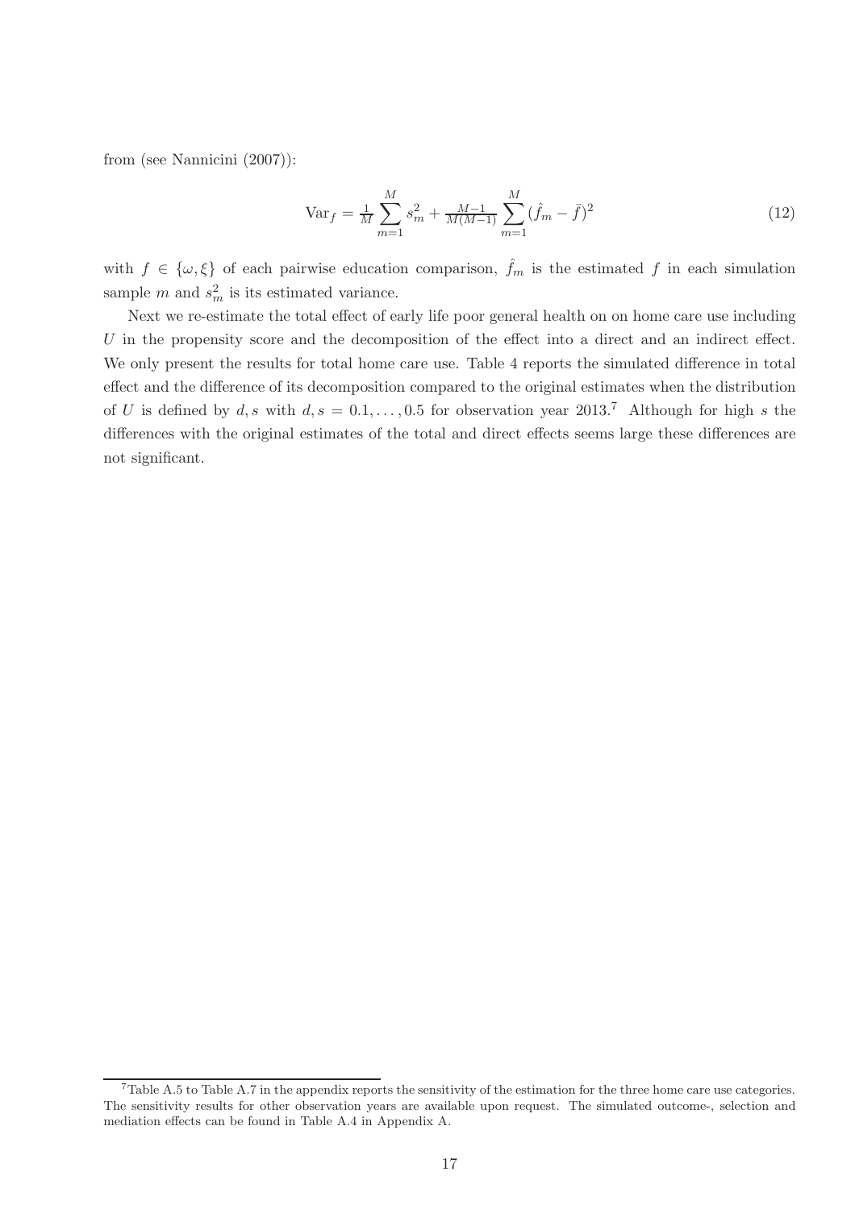from (see Nannicini (2007)):

$$\text{Var}_f = \tfrac{1}{M}\sum_{m=1}^{M} s_m^2 + \tfrac{M-1}{M(M-1)}\sum_{m=1}^{M} (\hat{f}_m - \bar{f})^2 \tag{12}$$

with $f \in \{\omega, \xi\}$ of each pairwise education comparison, $\hat{f}_m$ is the estimated $f$ in each simulation sample $m$ and $s_m^2$ is its estimated variance.

Next we re-estimate the total effect of early life poor general health on on home care use including $U$ in the propensity score and the decomposition of the effect into a direct and an indirect effect. We only present the results for total home care use. Table 4 reports the simulated difference in total effect and the difference of its decomposition compared to the original estimates when the distribution of $U$ is defined by $d, s$ with $d, s = 0.1, \ldots, 0.5$ for observation year 2013.[7] Although for high $s$ the differences with the original estimates of the total and direct effects seems large these differences are not significant.

[7] Table A.5 to Table A.7 in the appendix reports the sensitivity of the estimation for the three home care use categories. The sensitivity results for other observation years are available upon request. The simulated outcome-, selection and mediation effects can be found in Table A.4 in Appendix A.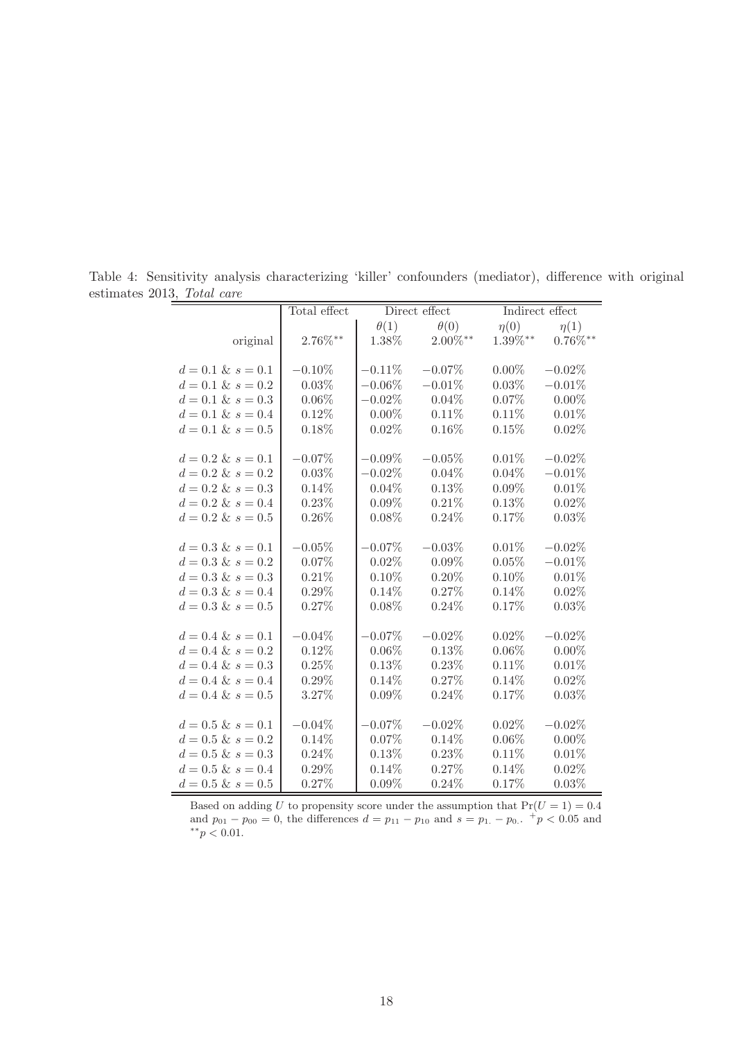Table 4: Sensitivity analysis characterizing 'killer' confounders (mediator), difference with original estimates 2013, *Total care*

| | Total effect | Direct effect | | Indirect effect | |
|---|---|---|---|---|---|
| | | $\theta(1)$ | $\theta(0)$ | $\eta(0)$ | $\eta(1)$ |
| original | $2.76\%^{**}$ | 1.38% | $2.00\%^{**}$ | $1.39\%^{**}$ | $0.76\%^{**}$ |
| $d = 0.1$ & $s = 0.1$ | −0.10% | −0.11% | −0.07% | 0.00% | −0.02% |
| $d = 0.1$ & $s = 0.2$ | 0.03% | −0.06% | −0.01% | 0.03% | −0.01% |
| $d = 0.1$ & $s = 0.3$ | 0.06% | −0.02% | 0.04% | 0.07% | 0.00% |
| $d = 0.1$ & $s = 0.4$ | 0.12% | 0.00% | 0.11% | 0.11% | 0.01% |
| $d = 0.1$ & $s = 0.5$ | 0.18% | 0.02% | 0.16% | 0.15% | 0.02% |
| $d = 0.2$ & $s = 0.1$ | −0.07% | −0.09% | −0.05% | 0.01% | −0.02% |
| $d = 0.2$ & $s = 0.2$ | 0.03% | −0.02% | 0.04% | 0.04% | −0.01% |
| $d = 0.2$ & $s = 0.3$ | 0.14% | 0.04% | 0.13% | 0.09% | 0.01% |
| $d = 0.2$ & $s = 0.4$ | 0.23% | 0.09% | 0.21% | 0.13% | 0.02% |
| $d = 0.2$ & $s = 0.5$ | 0.26% | 0.08% | 0.24% | 0.17% | 0.03% |
| $d = 0.3$ & $s = 0.1$ | −0.05% | −0.07% | −0.03% | 0.01% | −0.02% |
| $d = 0.3$ & $s = 0.2$ | 0.07% | 0.02% | 0.09% | 0.05% | −0.01% |
| $d = 0.3$ & $s = 0.3$ | 0.21% | 0.10% | 0.20% | 0.10% | 0.01% |
| $d = 0.3$ & $s = 0.4$ | 0.29% | 0.14% | 0.27% | 0.14% | 0.02% |
| $d = 0.3$ & $s = 0.5$ | 0.27% | 0.08% | 0.24% | 0.17% | 0.03% |
| $d = 0.4$ & $s = 0.1$ | −0.04% | −0.07% | −0.02% | 0.02% | −0.02% |
| $d = 0.4$ & $s = 0.2$ | 0.12% | 0.06% | 0.13% | 0.06% | 0.00% |
| $d = 0.4$ & $s = 0.3$ | 0.25% | 0.13% | 0.23% | 0.11% | 0.01% |
| $d = 0.4$ & $s = 0.4$ | 0.29% | 0.14% | 0.27% | 0.14% | 0.02% |
| $d = 0.4$ & $s = 0.5$ | 3.27% | 0.09% | 0.24% | 0.17% | 0.03% |
| $d = 0.5$ & $s = 0.1$ | −0.04% | −0.07% | −0.02% | 0.02% | −0.02% |
| $d = 0.5$ & $s = 0.2$ | 0.14% | 0.07% | 0.14% | 0.06% | 0.00% |
| $d = 0.5$ & $s = 0.3$ | 0.24% | 0.13% | 0.23% | 0.11% | 0.01% |
| $d = 0.5$ & $s = 0.4$ | 0.29% | 0.14% | 0.27% | 0.14% | 0.02% |
| $d = 0.5$ & $s = 0.5$ | 0.27% | 0.09% | 0.24% | 0.17% | 0.03% |

Based on adding $U$ to propensity score under the assumption that $\Pr(U = 1) = 0.4$ and $p_{01} - p_{00} = 0$, the differences $d = p_{11} - p_{10}$ and $s = p_{1.} - p_{0.}$. $^{+}p < 0.05$ and $^{**}p < 0.01$.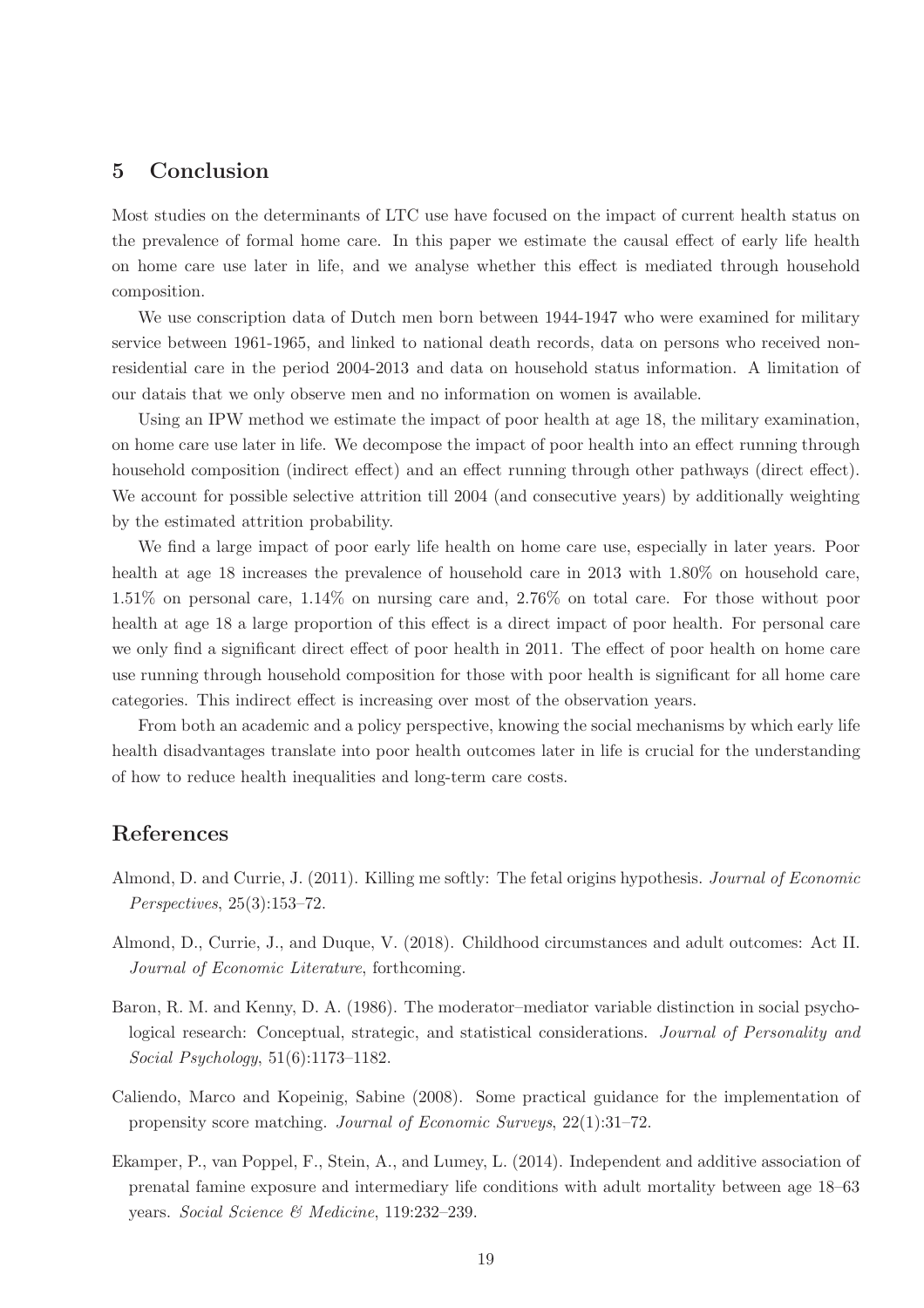## 5 Conclusion

Most studies on the determinants of LTC use have focused on the impact of current health status on the prevalence of formal home care. In this paper we estimate the causal effect of early life health on home care use later in life, and we analyse whether this effect is mediated through household composition.

We use conscription data of Dutch men born between 1944-1947 who were examined for military service between 1961-1965, and linked to national death records, data on persons who received non-residential care in the period 2004-2013 and data on household status information. A limitation of our datais that we only observe men and no information on women is available.

Using an IPW method we estimate the impact of poor health at age 18, the military examination, on home care use later in life. We decompose the impact of poor health into an effect running through household composition (indirect effect) and an effect running through other pathways (direct effect). We account for possible selective attrition till 2004 (and consecutive years) by additionally weighting by the estimated attrition probability.

We find a large impact of poor early life health on home care use, especially in later years. Poor health at age 18 increases the prevalence of household care in 2013 with 1.80% on household care, 1.51% on personal care, 1.14% on nursing care and, 2.76% on total care. For those without poor health at age 18 a large proportion of this effect is a direct impact of poor health. For personal care we only find a significant direct effect of poor health in 2011. The effect of poor health on home care use running through household composition for those with poor health is significant for all home care categories. This indirect effect is increasing over most of the observation years.

From both an academic and a policy perspective, knowing the social mechanisms by which early life health disadvantages translate into poor health outcomes later in life is crucial for the understanding of how to reduce health inequalities and long-term care costs.

## References

Almond, D. and Currie, J. (2011). Killing me softly: The fetal origins hypothesis. *Journal of Economic Perspectives*, 25(3):153–72.

Almond, D., Currie, J., and Duque, V. (2018). Childhood circumstances and adult outcomes: Act II. *Journal of Economic Literature*, forthcoming.

Baron, R. M. and Kenny, D. A. (1986). The moderator–mediator variable distinction in social psychological research: Conceptual, strategic, and statistical considerations. *Journal of Personality and Social Psychology*, 51(6):1173–1182.

Caliendo, Marco and Kopeinig, Sabine (2008). Some practical guidance for the implementation of propensity score matching. *Journal of Economic Surveys*, 22(1):31–72.

Ekamper, P., van Poppel, F., Stein, A., and Lumey, L. (2014). Independent and additive association of prenatal famine exposure and intermediary life conditions with adult mortality between age 18–63 years. *Social Science & Medicine*, 119:232–239.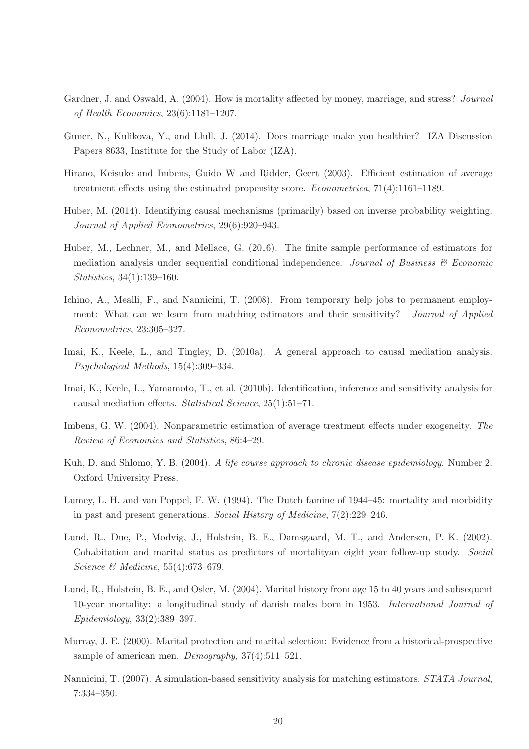Gardner, J. and Oswald, A. (2004). How is mortality affected by money, marriage, and stress? *Journal of Health Economics*, 23(6):1181–1207.

Guner, N., Kulikova, Y., and Llull, J. (2014). Does marriage make you healthier? IZA Discussion Papers 8633, Institute for the Study of Labor (IZA).

Hirano, Keisuke and Imbens, Guido W and Ridder, Geert (2003). Efficient estimation of average treatment effects using the estimated propensity score. *Econometrica*, 71(4):1161–1189.

Huber, M. (2014). Identifying causal mechanisms (primarily) based on inverse probability weighting. *Journal of Applied Econometrics*, 29(6):920–943.

Huber, M., Lechner, M., and Mellace, G. (2016). The finite sample performance of estimators for mediation analysis under sequential conditional independence. *Journal of Business & Economic Statistics*, 34(1):139–160.

Ichino, A., Mealli, F., and Nannicini, T. (2008). From temporary help jobs to permanent employment: What can we learn from matching estimators and their sensitivity? *Journal of Applied Econometrics*, 23:305–327.

Imai, K., Keele, L., and Tingley, D. (2010a). A general approach to causal mediation analysis. *Psychological Methods*, 15(4):309–334.

Imai, K., Keele, L., Yamamoto, T., et al. (2010b). Identification, inference and sensitivity analysis for causal mediation effects. *Statistical Science*, 25(1):51–71.

Imbens, G. W. (2004). Nonparametric estimation of average treatment effects under exogeneity. *The Review of Economics and Statistics*, 86:4–29.

Kuh, D. and Shlomo, Y. B. (2004). *A life course approach to chronic disease epidemiology*. Number 2. Oxford University Press.

Lumey, L. H. and van Poppel, F. W. (1994). The Dutch famine of 1944–45: mortality and morbidity in past and present generations. *Social History of Medicine*, 7(2):229–246.

Lund, R., Due, P., Modvig, J., Holstein, B. E., Damsgaard, M. T., and Andersen, P. K. (2002). Cohabitation and marital status as predictors of mortalityan eight year follow-up study. *Social Science & Medicine*, 55(4):673–679.

Lund, R., Holstein, B. E., and Osler, M. (2004). Marital history from age 15 to 40 years and subsequent 10-year mortality: a longitudinal study of danish males born in 1953. *International Journal of Epidemiology*, 33(2):389–397.

Murray, J. E. (2000). Marital protection and marital selection: Evidence from a historical-prospective sample of american men. *Demography*, 37(4):511–521.

Nannicini, T. (2007). A simulation-based sensitivity analysis for matching estimators. *STATA Journal*, 7:334–350.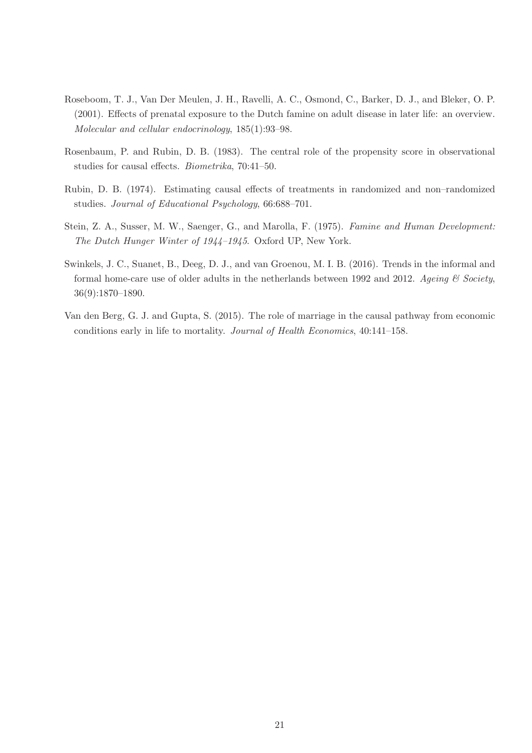Roseboom, T. J., Van Der Meulen, J. H., Ravelli, A. C., Osmond, C., Barker, D. J., and Bleker, O. P. (2001). Effects of prenatal exposure to the Dutch famine on adult disease in later life: an overview. *Molecular and cellular endocrinology*, 185(1):93–98.

Rosenbaum, P. and Rubin, D. B. (1983). The central role of the propensity score in observational studies for causal effects. *Biometrika*, 70:41–50.

Rubin, D. B. (1974). Estimating causal effects of treatments in randomized and non–randomized studies. *Journal of Educational Psychology*, 66:688–701.

Stein, Z. A., Susser, M. W., Saenger, G., and Marolla, F. (1975). *Famine and Human Development: The Dutch Hunger Winter of 1944–1945*. Oxford UP, New York.

Swinkels, J. C., Suanet, B., Deeg, D. J., and van Groenou, M. I. B. (2016). Trends in the informal and formal home-care use of older adults in the netherlands between 1992 and 2012. *Ageing & Society*, 36(9):1870–1890.

Van den Berg, G. J. and Gupta, S. (2015). The role of marriage in the causal pathway from economic conditions early in life to mortality. *Journal of Health Economics*, 40:141–158.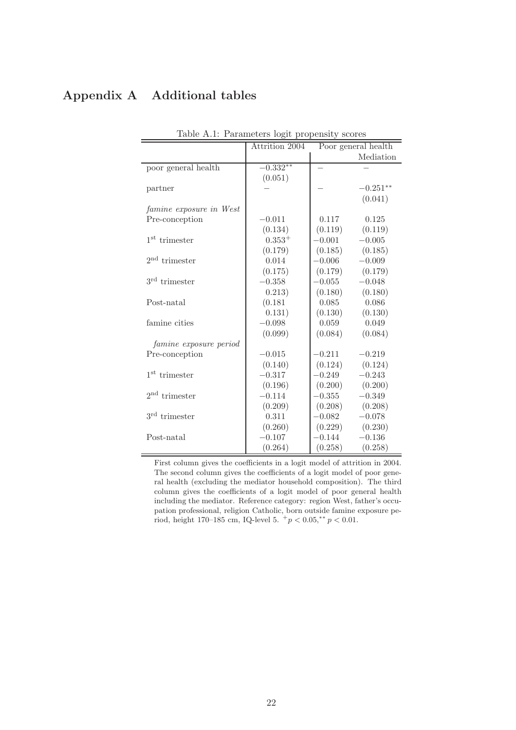# Appendix A Additional tables

Table A.1: Parameters logit propensity scores

| | Attrition 2004 | Poor general health | |
|---|---|---|---|
| | | | Mediation |
| poor general health | $-0.332^{**}$ | – | – |
| | (0.051) | | |
| partner | – | – | $-0.251^{**}$ |
| | | | (0.041) |
| *famine exposure in West* | | | |
| Pre-conception | $-0.011$ | 0.117 | 0.125 |
| | (0.134) | (0.119) | (0.119) |
| 1st trimester | $0.353^{+}$ | $-0.001$ | $-0.005$ |
| | (0.179) | (0.185) | (0.185) |
| 2nd trimester | 0.014 | $-0.006$ | $-0.009$ |
| | (0.175) | (0.179) | (0.179) |
| 3rd trimester | $-0.358$ | $-0.055$ | $-0.048$ |
| | 0.213) | (0.180) | (0.180) |
| Post-natal | (0.181 | 0.085 | 0.086 |
| | 0.131) | (0.130) | (0.130) |
| famine cities | $-0.098$ | 0.059 | 0.049 |
| | (0.099) | (0.084) | (0.084) |
| *famine exposure period* | | | |
| Pre-conception | $-0.015$ | $-0.211$ | $-0.219$ |
| | (0.140) | (0.124) | (0.124) |
| 1st trimester | $-0.317$ | $-0.249$ | $-0.243$ |
| | (0.196) | (0.200) | (0.200) |
| 2nd trimester | $-0.114$ | $-0.355$ | $-0.349$ |
| | (0.209) | (0.208) | (0.208) |
| 3rd trimester | 0.311 | $-0.082$ | $-0.078$ |
| | (0.260) | (0.229) | (0.230) |
| Post-natal | $-0.107$ | $-0.144$ | $-0.136$ |
| | (0.264) | (0.258) | (0.258) |

First column gives the coefficients in a logit model of attrition in 2004. The second column gives the coefficients of a logit model of poor general health (excluding the mediator household composition). The third column gives the coefficients of a logit model of poor general health including the mediator. Reference category: region West, father's occupation professional, religion Catholic, born outside famine exposure period, height 170–185 cm, IQ-level 5. $^{+}p < 0.05$, $^{**}p < 0.01$.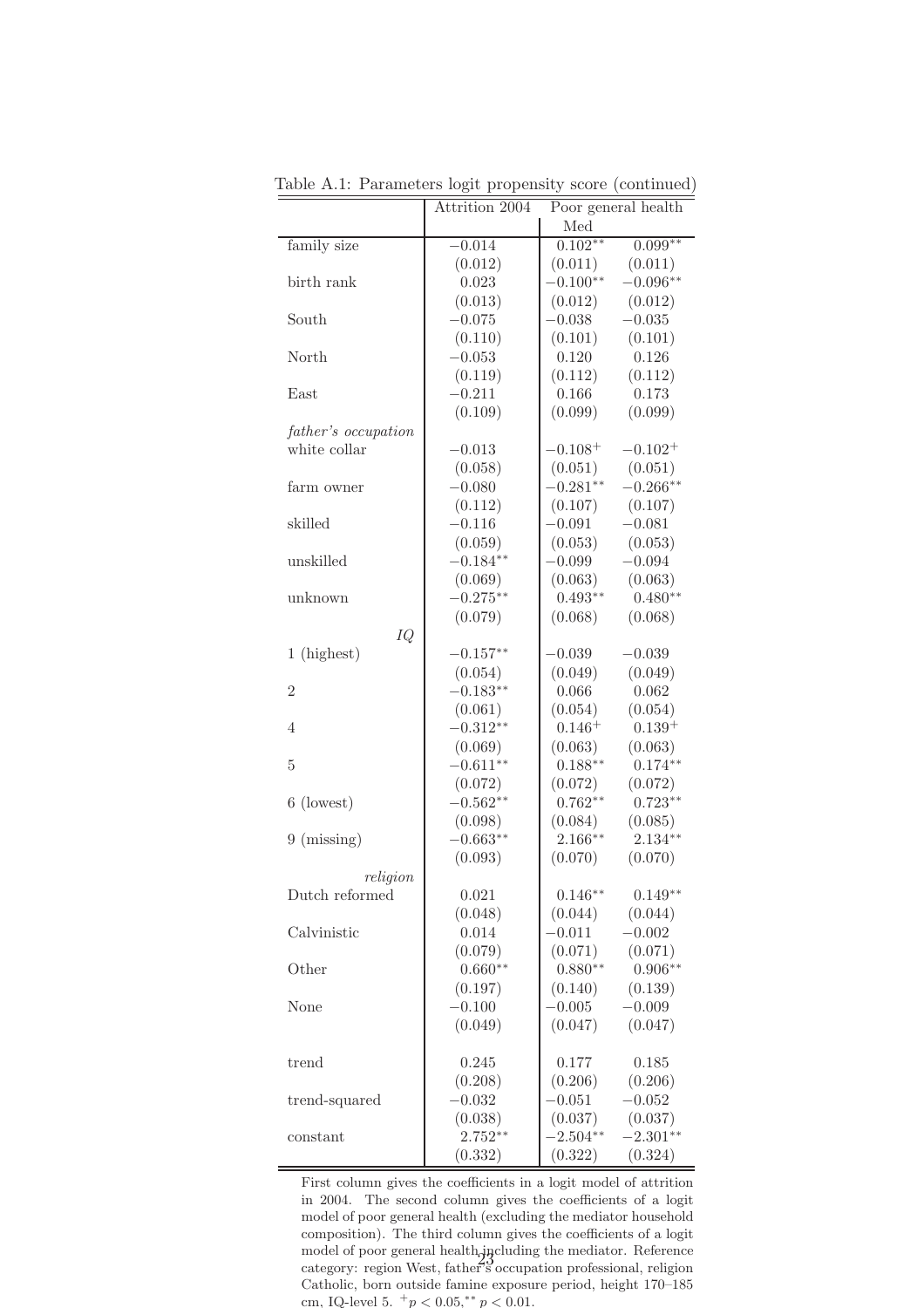Table A.1: Parameters logit propensity score (continued)

| | Attrition 2004 | Poor general health | |
|---|---|---|---|
| | | | Med |
| family size | −0.014 | $0.102^{**}$ | $0.099^{**}$ |
| | (0.012) | (0.011) | (0.011) |
| birth rank | 0.023 | $-0.100^{**}$ | $-0.096^{**}$ |
| | (0.013) | (0.012) | (0.012) |
| South | −0.075 | −0.038 | −0.035 |
| | (0.110) | (0.101) | (0.101) |
| North | −0.053 | 0.120 | 0.126 |
| | (0.119) | (0.112) | (0.112) |
| East | −0.211 | 0.166 | 0.173 |
| | (0.109) | (0.099) | (0.099) |
| *father's occupation* | | | |
| white collar | −0.013 | $-0.108^{+}$ | $-0.102^{+}$ |
| | (0.058) | (0.051) | (0.051) |
| farm owner | −0.080 | $-0.281^{**}$ | $-0.266^{**}$ |
| | (0.112) | (0.107) | (0.107) |
| skilled | −0.116 | −0.091 | −0.081 |
| | (0.059) | (0.053) | (0.053) |
| unskilled | $-0.184^{**}$ | −0.099 | −0.094 |
| | (0.069) | (0.063) | (0.063) |
| unknown | $-0.275^{**}$ | $0.493^{**}$ | $0.480^{**}$ |
| | (0.079) | (0.068) | (0.068) |
| *IQ* | | | |
| 1 (highest) | $-0.157^{**}$ | −0.039 | −0.039 |
| | (0.054) | (0.049) | (0.049) |
| 2 | $-0.183^{**}$ | 0.066 | 0.062 |
| | (0.061) | (0.054) | (0.054) |
| 4 | $-0.312^{**}$ | $0.146^{+}$ | $0.139^{+}$ |
| | (0.069) | (0.063) | (0.063) |
| 5 | $-0.611^{**}$ | $0.188^{**}$ | $0.174^{**}$ |
| | (0.072) | (0.072) | (0.072) |
| 6 (lowest) | $-0.562^{**}$ | $0.762^{**}$ | $0.723^{**}$ |
| | (0.098) | (0.084) | (0.085) |
| 9 (missing) | $-0.663^{**}$ | $2.166^{**}$ | $2.134^{**}$ |
| | (0.093) | (0.070) | (0.070) |
| *religion* | | | |
| Dutch reformed | 0.021 | $0.146^{**}$ | $0.149^{**}$ |
| | (0.048) | (0.044) | (0.044) |
| Calvinistic | 0.014 | −0.011 | −0.002 |
| | (0.079) | (0.071) | (0.071) |
| Other | $0.660^{**}$ | $0.880^{**}$ | $0.906^{**}$ |
| | (0.197) | (0.140) | (0.139) |
| None | −0.100 | −0.005 | −0.009 |
| | (0.049) | (0.047) | (0.047) |
| trend | 0.245 | 0.177 | 0.185 |
| | (0.208) | (0.206) | (0.206) |
| trend-squared | −0.032 | −0.051 | −0.052 |
| | (0.038) | (0.037) | (0.037) |
| constant | $2.752^{**}$ | $-2.504^{**}$ | $-2.301^{**}$ |
| | (0.332) | (0.322) | (0.324) |

First column gives the coefficients in a logit model of attrition in 2004. The second column gives the coefficients of a logit model of poor general health (excluding the mediator household composition). The third column gives the coefficients of a logit model of poor general health including the mediator. Reference category: region West, father's occupation professional, religion Catholic, born outside famine exposure period, height 170–185 cm, IQ-level 5. $^{+}p < 0.05$, $^{**}p < 0.01$.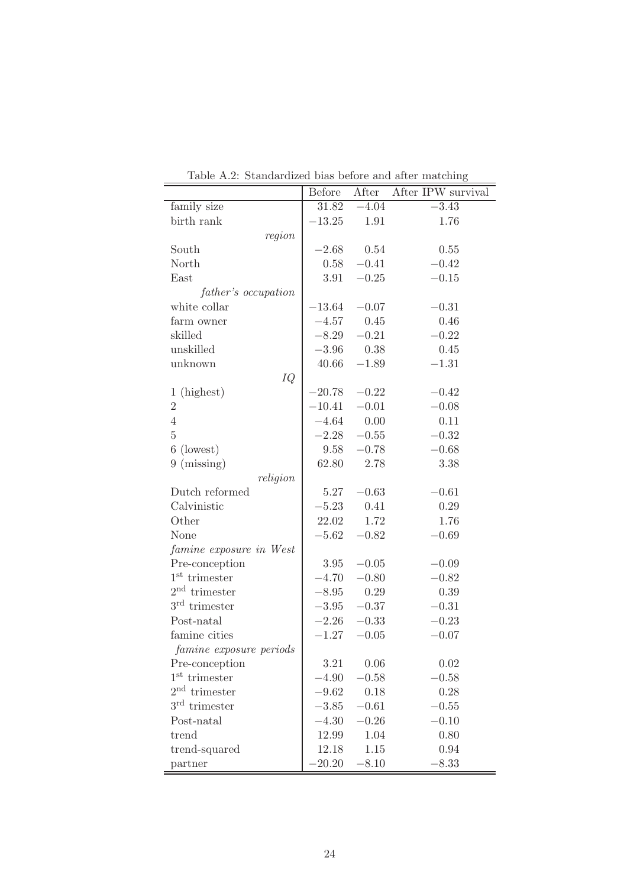Table A.2: Standardized bias before and after matching

| | Before | After | After IPW survival |
|---|---|---|---|
| family size | 31.82 | −4.04 | −3.43 |
| birth rank | −13.25 | 1.91 | 1.76 |
| *region* | | | |
| South | −2.68 | 0.54 | 0.55 |
| North | 0.58 | −0.41 | −0.42 |
| East | 3.91 | −0.25 | −0.15 |
| *father's occupation* | | | |
| white collar | −13.64 | −0.07 | −0.31 |
| farm owner | −4.57 | 0.45 | 0.46 |
| skilled | −8.29 | −0.21 | −0.22 |
| unskilled | −3.96 | 0.38 | 0.45 |
| unknown | 40.66 | −1.89 | −1.31 |
| *IQ* | | | |
| 1 (highest) | −20.78 | −0.22 | −0.42 |
| 2 | −10.41 | −0.01 | −0.08 |
| 4 | −4.64 | 0.00 | 0.11 |
| 5 | −2.28 | −0.55 | −0.32 |
| 6 (lowest) | 9.58 | −0.78 | −0.68 |
| 9 (missing) | 62.80 | 2.78 | 3.38 |
| *religion* | | | |
| Dutch reformed | 5.27 | −0.63 | −0.61 |
| Calvinistic | −5.23 | 0.41 | 0.29 |
| Other | 22.02 | 1.72 | 1.76 |
| None | −5.62 | −0.82 | −0.69 |
| *famine exposure in West* | | | |
| Pre-conception | 3.95 | −0.05 | −0.09 |
| $1^{st}$ trimester | −4.70 | −0.80 | −0.82 |
| $2^{nd}$ trimester | −8.95 | 0.29 | 0.39 |
| $3^{rd}$ trimester | −3.95 | −0.37 | −0.31 |
| Post-natal | −2.26 | −0.33 | −0.23 |
| famine cities | −1.27 | −0.05 | −0.07 |
| *famine exposure periods* | | | |
| Pre-conception | 3.21 | 0.06 | 0.02 |
| $1^{st}$ trimester | −4.90 | −0.58 | −0.58 |
| $2^{nd}$ trimester | −9.62 | 0.18 | 0.28 |
| $3^{rd}$ trimester | −3.85 | −0.61 | −0.55 |
| Post-natal | −4.30 | −0.26 | −0.10 |
| trend | 12.99 | 1.04 | 0.80 |
| trend-squared | 12.18 | 1.15 | 0.94 |
| partner | −20.20 | −8.10 | −8.33 |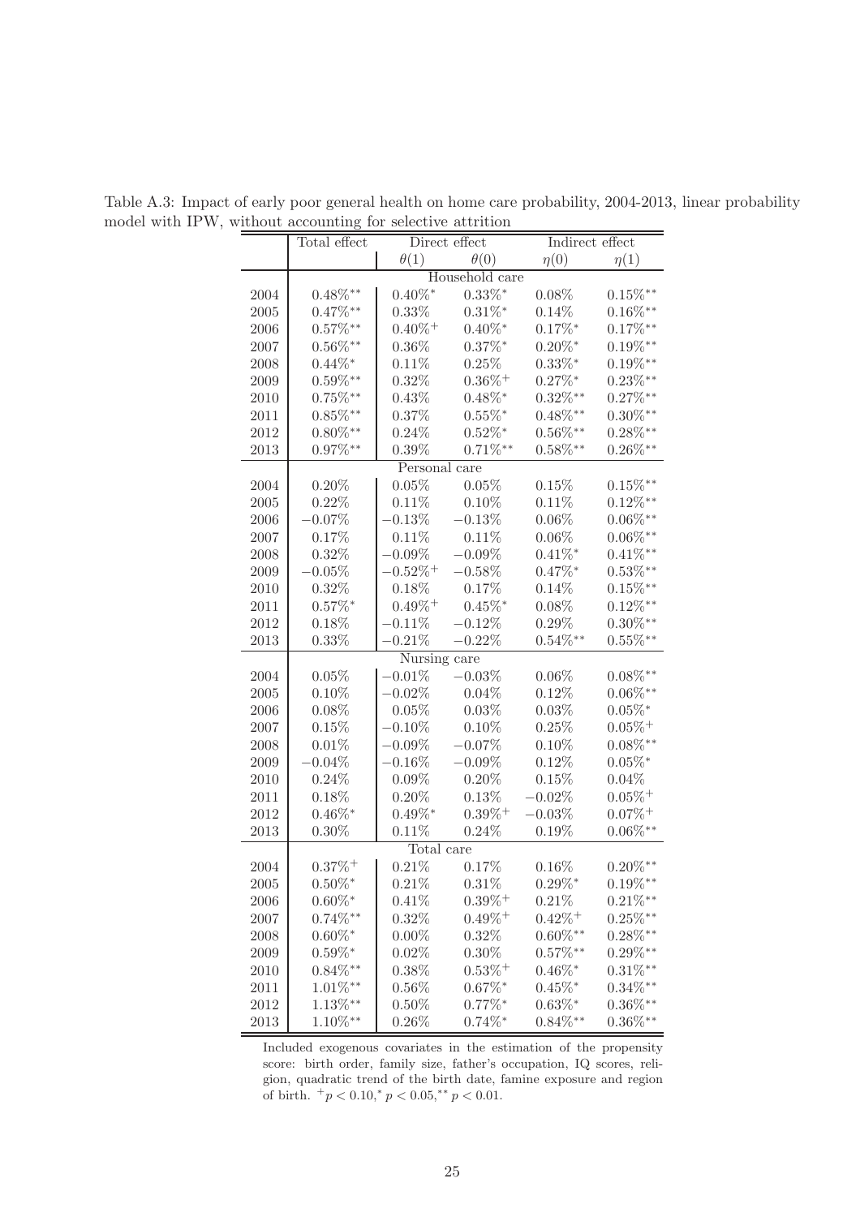Table A.3: Impact of early poor general health on home care probability, 2004-2013, linear probability model with IPW, without accounting for selective attrition

| | Total effect | Direct effect | | Indirect effect | |
|---|---|---|---|---|---|
| | | $\theta(1)$ | $\theta(0)$ | $\eta(0)$ | $\eta(1)$ |
| | | | Household care | | |
| 2004 | $0.48\%^{**}$ | $0.40\%^{*}$ | $0.33\%^{*}$ | $0.08\%$ | $0.15\%^{**}$ |
| 2005 | $0.47\%^{**}$ | $0.33\%$ | $0.31\%^{*}$ | $0.14\%$ | $0.16\%^{**}$ |
| 2006 | $0.57\%^{**}$ | $0.40\%^{+}$ | $0.40\%^{*}$ | $0.17\%^{*}$ | $0.17\%^{**}$ |
| 2007 | $0.56\%^{**}$ | $0.36\%$ | $0.37\%^{*}$ | $0.20\%^{*}$ | $0.19\%^{**}$ |
| 2008 | $0.44\%^{*}$ | $0.11\%$ | $0.25\%$ | $0.33\%^{*}$ | $0.19\%^{**}$ |
| 2009 | $0.59\%^{**}$ | $0.32\%$ | $0.36\%^{+}$ | $0.27\%^{*}$ | $0.23\%^{**}$ |
| 2010 | $0.75\%^{**}$ | $0.43\%$ | $0.48\%^{*}$ | $0.32\%^{**}$ | $0.27\%^{**}$ |
| 2011 | $0.85\%^{**}$ | $0.37\%$ | $0.55\%^{*}$ | $0.48\%^{**}$ | $0.30\%^{**}$ |
| 2012 | $0.80\%^{**}$ | $0.24\%$ | $0.52\%^{*}$ | $0.56\%^{**}$ | $0.28\%^{**}$ |
| 2013 | $0.97\%^{**}$ | $0.39\%$ | $0.71\%^{**}$ | $0.58\%^{**}$ | $0.26\%^{**}$ |
| | | Personal care | | | |
| 2004 | $0.20\%$ | $0.05\%$ | $0.05\%$ | $0.15\%$ | $0.15\%^{**}$ |
| 2005 | $0.22\%$ | $0.11\%$ | $0.10\%$ | $0.11\%$ | $0.12\%^{**}$ |
| 2006 | $-0.07\%$ | $-0.13\%$ | $-0.13\%$ | $0.06\%$ | $0.06\%^{**}$ |
| 2007 | $0.17\%$ | $0.11\%$ | $0.11\%$ | $0.06\%$ | $0.06\%^{**}$ |
| 2008 | $0.32\%$ | $-0.09\%$ | $-0.09\%$ | $0.41\%^{*}$ | $0.41\%^{**}$ |
| 2009 | $-0.05\%$ | $-0.52\%^{+}$ | $-0.58\%$ | $0.47\%^{*}$ | $0.53\%^{**}$ |
| 2010 | $0.32\%$ | $0.18\%$ | $0.17\%$ | $0.14\%$ | $0.15\%^{**}$ |
| 2011 | $0.57\%^{*}$ | $0.49\%^{+}$ | $0.45\%^{*}$ | $0.08\%$ | $0.12\%^{**}$ |
| 2012 | $0.18\%$ | $-0.11\%$ | $-0.12\%$ | $0.29\%$ | $0.30\%^{**}$ |
| 2013 | $0.33\%$ | $-0.21\%$ | $-0.22\%$ | $0.54\%^{**}$ | $0.55\%^{**}$ |
| | | Nursing care | | | |
| 2004 | $0.05\%$ | $-0.01\%$ | $-0.03\%$ | $0.06\%$ | $0.08\%^{**}$ |
| 2005 | $0.10\%$ | $-0.02\%$ | $0.04\%$ | $0.12\%$ | $0.06\%^{**}$ |
| 2006 | $0.08\%$ | $0.05\%$ | $0.03\%$ | $0.03\%$ | $0.05\%^{*}$ |
| 2007 | $0.15\%$ | $-0.10\%$ | $0.10\%$ | $0.25\%$ | $0.05\%^{+}$ |
| 2008 | $0.01\%$ | $-0.09\%$ | $-0.07\%$ | $0.10\%$ | $0.08\%^{**}$ |
| 2009 | $-0.04\%$ | $-0.16\%$ | $-0.09\%$ | $0.12\%$ | $0.05\%^{*}$ |
| 2010 | $0.24\%$ | $0.09\%$ | $0.20\%$ | $0.15\%$ | $0.04\%$ |
| 2011 | $0.18\%$ | $0.20\%$ | $0.13\%$ | $-0.02\%$ | $0.05\%^{+}$ |
| 2012 | $0.46\%^{*}$ | $0.49\%^{*}$ | $0.39\%^{+}$ | $-0.03\%$ | $0.07\%^{+}$ |
| 2013 | $0.30\%$ | $0.11\%$ | $0.24\%$ | $0.19\%$ | $0.06\%^{**}$ |
| | | Total care | | | |
| 2004 | $0.37\%^{+}$ | $0.21\%$ | $0.17\%$ | $0.16\%$ | $0.20\%^{**}$ |
| 2005 | $0.50\%^{*}$ | $0.21\%$ | $0.31\%$ | $0.29\%^{*}$ | $0.19\%^{**}$ |
| 2006 | $0.60\%^{*}$ | $0.41\%$ | $0.39\%^{+}$ | $0.21\%$ | $0.21\%^{**}$ |
| 2007 | $0.74\%^{**}$ | $0.32\%$ | $0.49\%^{+}$ | $0.42\%^{+}$ | $0.25\%^{**}$ |
| 2008 | $0.60\%^{*}$ | $0.00\%$ | $0.32\%$ | $0.60\%^{**}$ | $0.28\%^{**}$ |
| 2009 | $0.59\%^{*}$ | $0.02\%$ | $0.30\%$ | $0.57\%^{**}$ | $0.29\%^{**}$ |
| 2010 | $0.84\%^{**}$ | $0.38\%$ | $0.53\%^{+}$ | $0.46\%^{*}$ | $0.31\%^{**}$ |
| 2011 | $1.01\%^{**}$ | $0.56\%$ | $0.67\%^{*}$ | $0.45\%^{*}$ | $0.34\%^{**}$ |
| 2012 | $1.13\%^{**}$ | $0.50\%$ | $0.77\%^{*}$ | $0.63\%^{*}$ | $0.36\%^{**}$ |
| 2013 | $1.10\%^{**}$ | $0.26\%$ | $0.74\%^{*}$ | $0.84\%^{**}$ | $0.36\%^{**}$ |

Included exogenous covariates in the estimation of the propensity score: birth order, family size, father's occupation, IQ scores, religion, quadratic trend of the birth date, famine exposure and region of birth. $^{+}p < 0.10, ^{*}p < 0.05, ^{**}p < 0.01$.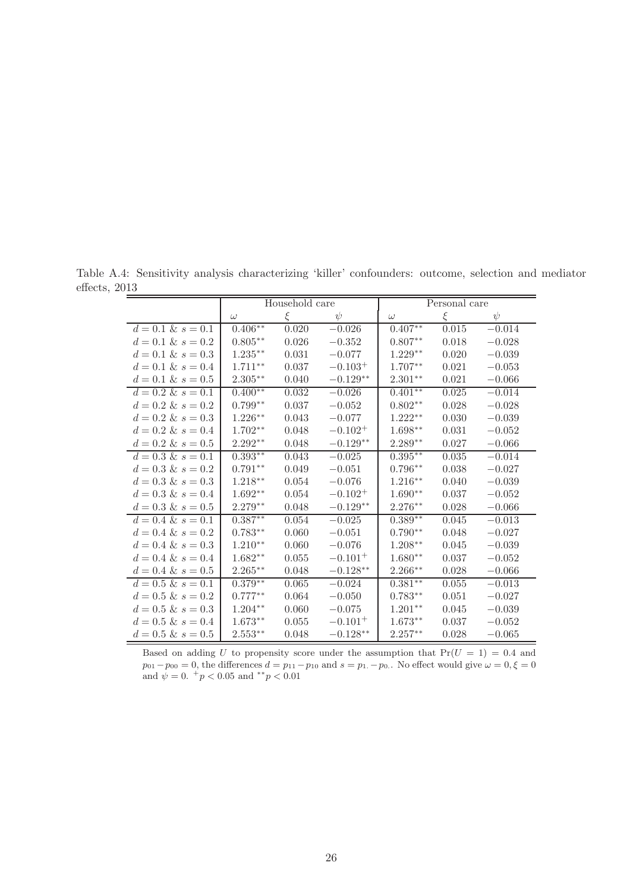Table A.4: Sensitivity analysis characterizing 'killer' confounders: outcome, selection and mediator effects, 2013

| | Household care | | | Personal care | | |
|---|---|---|---|---|---|---|
| | $\omega$ | $\xi$ | $\psi$ | $\omega$ | $\xi$ | $\psi$ |
| $d = 0.1$ & $s = 0.1$ | $0.406^{**}$ | 0.020 | $-0.026$ | $0.407^{**}$ | 0.015 | $-0.014$ |
| $d = 0.1$ & $s = 0.2$ | $0.805^{**}$ | 0.026 | $-0.352$ | $0.807^{**}$ | 0.018 | $-0.028$ |
| $d = 0.1$ & $s = 0.3$ | $1.235^{**}$ | 0.031 | $-0.077$ | $1.229^{**}$ | 0.020 | $-0.039$ |
| $d = 0.1$ & $s = 0.4$ | $1.711^{**}$ | 0.037 | $-0.103^{+}$ | $1.707^{**}$ | 0.021 | $-0.053$ |
| $d = 0.1$ & $s = 0.5$ | $2.305^{**}$ | 0.040 | $-0.129^{**}$ | $2.301^{**}$ | 0.021 | $-0.066$ |
| $d = 0.2$ & $s = 0.1$ | $0.400^{**}$ | 0.032 | $-0.026$ | $0.401^{**}$ | 0.025 | $-0.014$ |
| $d = 0.2$ & $s = 0.2$ | $0.799^{**}$ | 0.037 | $-0.052$ | $0.802^{**}$ | 0.028 | $-0.028$ |
| $d = 0.2$ & $s = 0.3$ | $1.226^{**}$ | 0.043 | $-0.077$ | $1.222^{**}$ | 0.030 | $-0.039$ |
| $d = 0.2$ & $s = 0.4$ | $1.702^{**}$ | 0.048 | $-0.102^{+}$ | $1.698^{**}$ | 0.031 | $-0.052$ |
| $d = 0.2$ & $s = 0.5$ | $2.292^{**}$ | 0.048 | $-0.129^{**}$ | $2.289^{**}$ | 0.027 | $-0.066$ |
| $d = 0.3$ & $s = 0.1$ | $0.393^{**}$ | 0.043 | $-0.025$ | $0.395^{**}$ | 0.035 | $-0.014$ |
| $d = 0.3$ & $s = 0.2$ | $0.791^{**}$ | 0.049 | $-0.051$ | $0.796^{**}$ | 0.038 | $-0.027$ |
| $d = 0.3$ & $s = 0.3$ | $1.218^{**}$ | 0.054 | $-0.076$ | $1.216^{**}$ | 0.040 | $-0.039$ |
| $d = 0.3$ & $s = 0.4$ | $1.692^{**}$ | 0.054 | $-0.102^{+}$ | $1.690^{**}$ | 0.037 | $-0.052$ |
| $d = 0.3$ & $s = 0.5$ | $2.279^{**}$ | 0.048 | $-0.129^{**}$ | $2.276^{**}$ | 0.028 | $-0.066$ |
| $d = 0.4$ & $s = 0.1$ | $0.387^{**}$ | 0.054 | $-0.025$ | $0.389^{**}$ | 0.045 | $-0.013$ |
| $d = 0.4$ & $s = 0.2$ | $0.783^{**}$ | 0.060 | $-0.051$ | $0.790^{**}$ | 0.048 | $-0.027$ |
| $d = 0.4$ & $s = 0.3$ | $1.210^{**}$ | 0.060 | $-0.076$ | $1.208^{**}$ | 0.045 | $-0.039$ |
| $d = 0.4$ & $s = 0.4$ | $1.682^{**}$ | 0.055 | $-0.101^{+}$ | $1.680^{**}$ | 0.037 | $-0.052$ |
| $d = 0.4$ & $s = 0.5$ | $2.265^{**}$ | 0.048 | $-0.128^{**}$ | $2.266^{**}$ | 0.028 | $-0.066$ |
| $d = 0.5$ & $s = 0.1$ | $0.379^{**}$ | 0.065 | $-0.024$ | $0.381^{**}$ | 0.055 | $-0.013$ |
| $d = 0.5$ & $s = 0.2$ | $0.777^{**}$ | 0.064 | $-0.050$ | $0.783^{**}$ | 0.051 | $-0.027$ |
| $d = 0.5$ & $s = 0.3$ | $1.204^{**}$ | 0.060 | $-0.075$ | $1.201^{**}$ | 0.045 | $-0.039$ |
| $d = 0.5$ & $s = 0.4$ | $1.673^{**}$ | 0.055 | $-0.101^{+}$ | $1.673^{**}$ | 0.037 | $-0.052$ |
| $d = 0.5$ & $s = 0.5$ | $2.553^{**}$ | 0.048 | $-0.128^{**}$ | $2.257^{**}$ | 0.028 | $-0.065$ |

Based on adding $U$ to propensity score under the assumption that $\Pr(U = 1) = 0.4$ and $p_{01} - p_{00} = 0$, the differences $d = p_{11} - p_{10}$ and $s = p_{1.} - p_{0.}$. No effect would give $\omega = 0, \xi = 0$ and $\psi = 0$. $^{+}p < 0.05$ and $^{**}p < 0.01$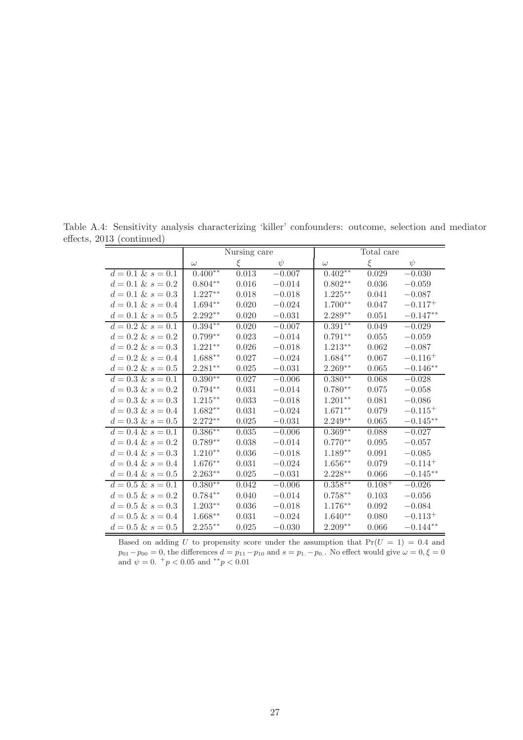Table A.4: Sensitivity analysis characterizing 'killer' confounders: outcome, selection and mediator effects, 2013 (continued)

| | Nursing care | | | Total care | | |
|---|---|---|---|---|---|---|
| | $\omega$ | $\xi$ | $\psi$ | $\omega$ | $\xi$ | $\psi$ |
| $d = 0.1$ & $s = 0.1$ | $0.400^{**}$ | 0.013 | $-0.007$ | $0.402^{**}$ | 0.029 | $-0.030$ |
| $d = 0.1$ & $s = 0.2$ | $0.804^{**}$ | 0.016 | $-0.014$ | $0.802^{**}$ | 0.036 | $-0.059$ |
| $d = 0.1$ & $s = 0.3$ | $1.227^{**}$ | 0.018 | $-0.018$ | $1.225^{**}$ | 0.041 | $-0.087$ |
| $d = 0.1$ & $s = 0.4$ | $1.694^{**}$ | 0.020 | $-0.024$ | $1.700^{**}$ | 0.047 | $-0.117^{+}$ |
| $d = 0.1$ & $s = 0.5$ | $2.292^{**}$ | 0.020 | $-0.031$ | $2.289^{**}$ | 0.051 | $-0.147^{**}$ |
| $d = 0.2$ & $s = 0.1$ | $0.394^{**}$ | 0.020 | $-0.007$ | $0.391^{**}$ | 0.049 | $-0.029$ |
| $d = 0.2$ & $s = 0.2$ | $0.799^{**}$ | 0.023 | $-0.014$ | $0.791^{**}$ | 0.055 | $-0.059$ |
| $d = 0.2$ & $s = 0.3$ | $1.221^{**}$ | 0.026 | $-0.018$ | $1.213^{**}$ | 0.062 | $-0.087$ |
| $d = 0.2$ & $s = 0.4$ | $1.688^{**}$ | 0.027 | $-0.024$ | $1.684^{**}$ | 0.067 | $-0.116^{+}$ |
| $d = 0.2$ & $s = 0.5$ | $2.281^{**}$ | 0.025 | $-0.031$ | $2.269^{**}$ | 0.065 | $-0.146^{**}$ |
| $d = 0.3$ & $s = 0.1$ | $0.390^{**}$ | 0.027 | $-0.006$ | $0.380^{**}$ | 0.068 | $-0.028$ |
| $d = 0.3$ & $s = 0.2$ | $0.794^{**}$ | 0.031 | $-0.014$ | $0.780^{**}$ | 0.075 | $-0.058$ |
| $d = 0.3$ & $s = 0.3$ | $1.215^{**}$ | 0.033 | $-0.018$ | $1.201^{**}$ | 0.081 | $-0.086$ |
| $d = 0.3$ & $s = 0.4$ | $1.682^{**}$ | 0.031 | $-0.024$ | $1.671^{**}$ | 0.079 | $-0.115^{+}$ |
| $d = 0.3$ & $s = 0.5$ | $2.272^{**}$ | 0.025 | $-0.031$ | $2.249^{**}$ | 0.065 | $-0.145^{**}$ |
| $d = 0.4$ & $s = 0.1$ | $0.386^{**}$ | 0.035 | $-0.006$ | $0.369^{**}$ | 0.088 | $-0.027$ |
| $d = 0.4$ & $s = 0.2$ | $0.789^{**}$ | 0.038 | $-0.014$ | $0.770^{**}$ | 0.095 | $-0.057$ |
| $d = 0.4$ & $s = 0.3$ | $1.210^{**}$ | 0.036 | $-0.018$ | $1.189^{**}$ | 0.091 | $-0.085$ |
| $d = 0.4$ & $s = 0.4$ | $1.676^{**}$ | 0.031 | $-0.024$ | $1.656^{**}$ | 0.079 | $-0.114^{+}$ |
| $d = 0.4$ & $s = 0.5$ | $2.263^{**}$ | 0.025 | $-0.031$ | $2.228^{**}$ | 0.066 | $-0.145^{**}$ |
| $d = 0.5$ & $s = 0.1$ | $0.380^{**}$ | 0.042 | $-0.006$ | $0.358^{**}$ | $0.108^{+}$ | $-0.026$ |
| $d = 0.5$ & $s = 0.2$ | $0.784^{**}$ | 0.040 | $-0.014$ | $0.758^{**}$ | 0.103 | $-0.056$ |
| $d = 0.5$ & $s = 0.3$ | $1.203^{**}$ | 0.036 | $-0.018$ | $1.176^{**}$ | 0.092 | $-0.084$ |
| $d = 0.5$ & $s = 0.4$ | $1.668^{**}$ | 0.031 | $-0.024$ | $1.640^{**}$ | 0.080 | $-0.113^{+}$ |
| $d = 0.5$ & $s = 0.5$ | $2.255^{**}$ | 0.025 | $-0.030$ | $2.209^{**}$ | 0.066 | $-0.144^{**}$ |

Based on adding $U$ to propensity score under the assumption that $\Pr(U = 1) = 0.4$ and $p_{01} - p_{00} = 0$, the differences $d = p_{11} - p_{10}$ and $s = p_{1.} - p_{0.}$. No effect would give $\omega = 0, \xi = 0$ and $\psi = 0$. $^{+}p < 0.05$ and $^{**}p < 0.01$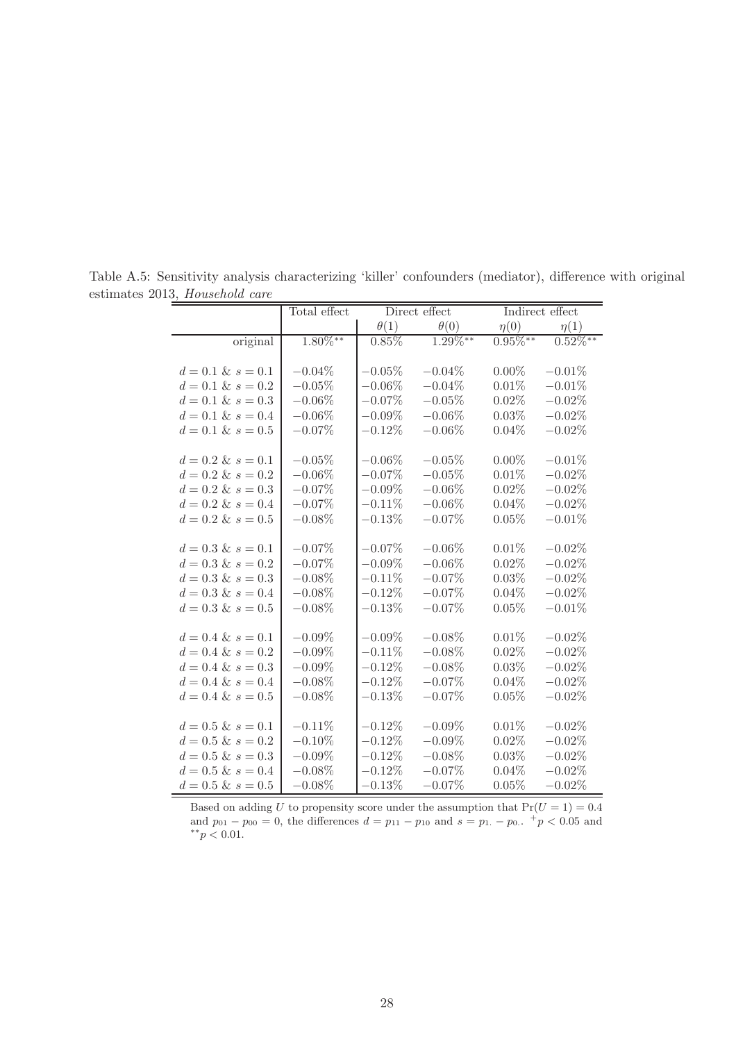Table A.5: Sensitivity analysis characterizing 'killer' confounders (mediator), difference with original estimates 2013, *Household care*

| | Total effect | Direct effect | | Indirect effect | |
|---|---|---|---|---|---|
| | | $\theta(1)$ | $\theta(0)$ | $\eta(0)$ | $\eta(1)$ |
| original | $1.80\%^{**}$ | $0.85\%$ | $1.29\%^{**}$ | $0.95\%^{**}$ | $0.52\%^{**}$ |
| $d = 0.1$ & $s = 0.1$ | $-0.04\%$ | $-0.05\%$ | $-0.04\%$ | $0.00\%$ | $-0.01\%$ |
| $d = 0.1$ & $s = 0.2$ | $-0.05\%$ | $-0.06\%$ | $-0.04\%$ | $0.01\%$ | $-0.01\%$ |
| $d = 0.1$ & $s = 0.3$ | $-0.06\%$ | $-0.07\%$ | $-0.05\%$ | $0.02\%$ | $-0.02\%$ |
| $d = 0.1$ & $s = 0.4$ | $-0.06\%$ | $-0.09\%$ | $-0.06\%$ | $0.03\%$ | $-0.02\%$ |
| $d = 0.1$ & $s = 0.5$ | $-0.07\%$ | $-0.12\%$ | $-0.06\%$ | $0.04\%$ | $-0.02\%$ |
| $d = 0.2$ & $s = 0.1$ | $-0.05\%$ | $-0.06\%$ | $-0.05\%$ | $0.00\%$ | $-0.01\%$ |
| $d = 0.2$ & $s = 0.2$ | $-0.06\%$ | $-0.07\%$ | $-0.05\%$ | $0.01\%$ | $-0.02\%$ |
| $d = 0.2$ & $s = 0.3$ | $-0.07\%$ | $-0.09\%$ | $-0.06\%$ | $0.02\%$ | $-0.02\%$ |
| $d = 0.2$ & $s = 0.4$ | $-0.07\%$ | $-0.11\%$ | $-0.06\%$ | $0.04\%$ | $-0.02\%$ |
| $d = 0.2$ & $s = 0.5$ | $-0.08\%$ | $-0.13\%$ | $-0.07\%$ | $0.05\%$ | $-0.01\%$ |
| $d = 0.3$ & $s = 0.1$ | $-0.07\%$ | $-0.07\%$ | $-0.06\%$ | $0.01\%$ | $-0.02\%$ |
| $d = 0.3$ & $s = 0.2$ | $-0.07\%$ | $-0.09\%$ | $-0.06\%$ | $0.02\%$ | $-0.02\%$ |
| $d = 0.3$ & $s = 0.3$ | $-0.08\%$ | $-0.11\%$ | $-0.07\%$ | $0.03\%$ | $-0.02\%$ |
| $d = 0.3$ & $s = 0.4$ | $-0.08\%$ | $-0.12\%$ | $-0.07\%$ | $0.04\%$ | $-0.02\%$ |
| $d = 0.3$ & $s = 0.5$ | $-0.08\%$ | $-0.13\%$ | $-0.07\%$ | $0.05\%$ | $-0.01\%$ |
| $d = 0.4$ & $s = 0.1$ | $-0.09\%$ | $-0.09\%$ | $-0.08\%$ | $0.01\%$ | $-0.02\%$ |
| $d = 0.4$ & $s = 0.2$ | $-0.09\%$ | $-0.11\%$ | $-0.08\%$ | $0.02\%$ | $-0.02\%$ |
| $d = 0.4$ & $s = 0.3$ | $-0.09\%$ | $-0.12\%$ | $-0.08\%$ | $0.03\%$ | $-0.02\%$ |
| $d = 0.4$ & $s = 0.4$ | $-0.08\%$ | $-0.12\%$ | $-0.07\%$ | $0.04\%$ | $-0.02\%$ |
| $d = 0.4$ & $s = 0.5$ | $-0.08\%$ | $-0.13\%$ | $-0.07\%$ | $0.05\%$ | $-0.02\%$ |
| $d = 0.5$ & $s = 0.1$ | $-0.11\%$ | $-0.12\%$ | $-0.09\%$ | $0.01\%$ | $-0.02\%$ |
| $d = 0.5$ & $s = 0.2$ | $-0.10\%$ | $-0.12\%$ | $-0.09\%$ | $0.02\%$ | $-0.02\%$ |
| $d = 0.5$ & $s = 0.3$ | $-0.09\%$ | $-0.12\%$ | $-0.08\%$ | $0.03\%$ | $-0.02\%$ |
| $d = 0.5$ & $s = 0.4$ | $-0.08\%$ | $-0.12\%$ | $-0.07\%$ | $0.04\%$ | $-0.02\%$ |
| $d = 0.5$ & $s = 0.5$ | $-0.08\%$ | $-0.13\%$ | $-0.07\%$ | $0.05\%$ | $-0.02\%$ |

Based on adding $U$ to propensity score under the assumption that $\Pr(U = 1) = 0.4$ and $p_{01} - p_{00} = 0$, the differences $d = p_{11} - p_{10}$ and $s = p_{1.} - p_{0.}$. $^{+}p < 0.05$ and $^{**}p < 0.01$.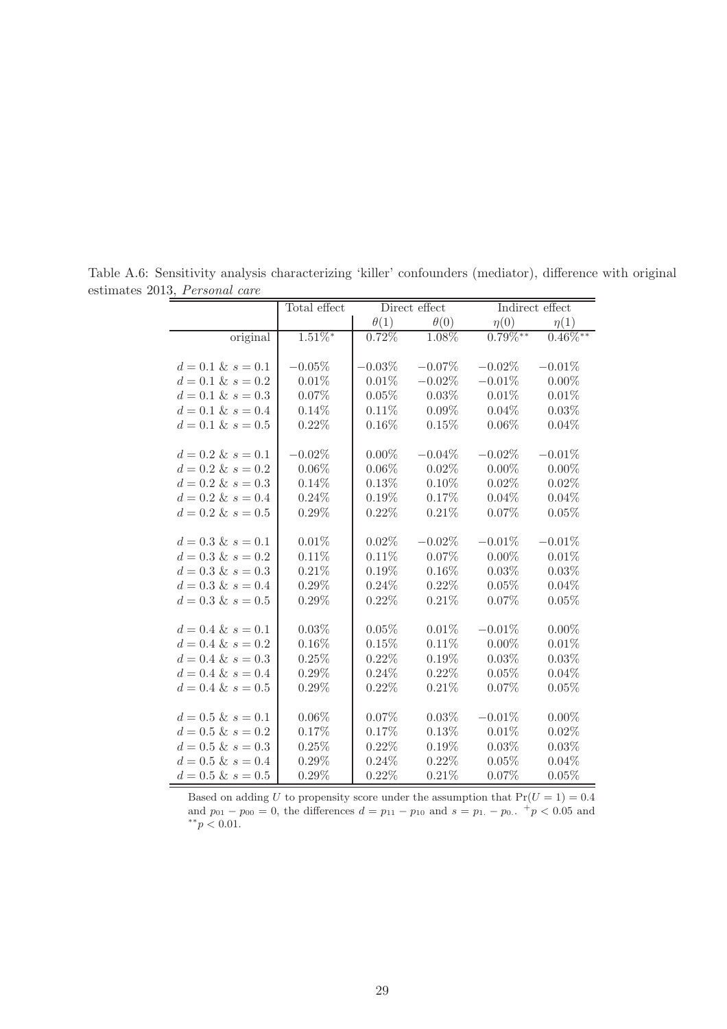Table A.6: Sensitivity analysis characterizing 'killer' confounders (mediator), difference with original estimates 2013, *Personal care*

| | Total effect | Direct effect | | Indirect effect | |
|---|---|---|---|---|---|
| | | $\theta(1)$ | $\theta(0)$ | $\eta(0)$ | $\eta(1)$ |
| original | $1.51\%^{*}$ | $0.72\%$ | $1.08\%$ | $0.79\%^{**}$ | $0.46\%^{**}$ |
| $d = 0.1$ & $s = 0.1$ | $-0.05\%$ | $-0.03\%$ | $-0.07\%$ | $-0.02\%$ | $-0.01\%$ |
| $d = 0.1$ & $s = 0.2$ | $0.01\%$ | $0.01\%$ | $-0.02\%$ | $-0.01\%$ | $0.00\%$ |
| $d = 0.1$ & $s = 0.3$ | $0.07\%$ | $0.05\%$ | $0.03\%$ | $0.01\%$ | $0.01\%$ |
| $d = 0.1$ & $s = 0.4$ | $0.14\%$ | $0.11\%$ | $0.09\%$ | $0.04\%$ | $0.03\%$ |
| $d = 0.1$ & $s = 0.5$ | $0.22\%$ | $0.16\%$ | $0.15\%$ | $0.06\%$ | $0.04\%$ |
| $d = 0.2$ & $s = 0.1$ | $-0.02\%$ | $0.00\%$ | $-0.04\%$ | $-0.02\%$ | $-0.01\%$ |
| $d = 0.2$ & $s = 0.2$ | $0.06\%$ | $0.06\%$ | $0.02\%$ | $0.00\%$ | $0.00\%$ |
| $d = 0.2$ & $s = 0.3$ | $0.14\%$ | $0.13\%$ | $0.10\%$ | $0.02\%$ | $0.02\%$ |
| $d = 0.2$ & $s = 0.4$ | $0.24\%$ | $0.19\%$ | $0.17\%$ | $0.04\%$ | $0.04\%$ |
| $d = 0.2$ & $s = 0.5$ | $0.29\%$ | $0.22\%$ | $0.21\%$ | $0.07\%$ | $0.05\%$ |
| $d = 0.3$ & $s = 0.1$ | $0.01\%$ | $0.02\%$ | $-0.02\%$ | $-0.01\%$ | $-0.01\%$ |
| $d = 0.3$ & $s = 0.2$ | $0.11\%$ | $0.11\%$ | $0.07\%$ | $0.00\%$ | $0.01\%$ |
| $d = 0.3$ & $s = 0.3$ | $0.21\%$ | $0.19\%$ | $0.16\%$ | $0.03\%$ | $0.03\%$ |
| $d = 0.3$ & $s = 0.4$ | $0.29\%$ | $0.24\%$ | $0.22\%$ | $0.05\%$ | $0.04\%$ |
| $d = 0.3$ & $s = 0.5$ | $0.29\%$ | $0.22\%$ | $0.21\%$ | $0.07\%$ | $0.05\%$ |
| $d = 0.4$ & $s = 0.1$ | $0.03\%$ | $0.05\%$ | $0.01\%$ | $-0.01\%$ | $0.00\%$ |
| $d = 0.4$ & $s = 0.2$ | $0.16\%$ | $0.15\%$ | $0.11\%$ | $0.00\%$ | $0.01\%$ |
| $d = 0.4$ & $s = 0.3$ | $0.25\%$ | $0.22\%$ | $0.19\%$ | $0.03\%$ | $0.03\%$ |
| $d = 0.4$ & $s = 0.4$ | $0.29\%$ | $0.24\%$ | $0.22\%$ | $0.05\%$ | $0.04\%$ |
| $d = 0.4$ & $s = 0.5$ | $0.29\%$ | $0.22\%$ | $0.21\%$ | $0.07\%$ | $0.05\%$ |
| $d = 0.5$ & $s = 0.1$ | $0.06\%$ | $0.07\%$ | $0.03\%$ | $-0.01\%$ | $0.00\%$ |
| $d = 0.5$ & $s = 0.2$ | $0.17\%$ | $0.17\%$ | $0.13\%$ | $0.01\%$ | $0.02\%$ |
| $d = 0.5$ & $s = 0.3$ | $0.25\%$ | $0.22\%$ | $0.19\%$ | $0.03\%$ | $0.03\%$ |
| $d = 0.5$ & $s = 0.4$ | $0.29\%$ | $0.24\%$ | $0.22\%$ | $0.05\%$ | $0.04\%$ |
| $d = 0.5$ & $s = 0.5$ | $0.29\%$ | $0.22\%$ | $0.21\%$ | $0.07\%$ | $0.05\%$ |

Based on adding $U$ to propensity score under the assumption that $\Pr(U = 1) = 0.4$ and $p_{01} - p_{00} = 0$, the differences $d = p_{11} - p_{10}$ and $s = p_{1.} - p_{0.}$. $^{+}p < 0.05$ and $^{**}p < 0.01$.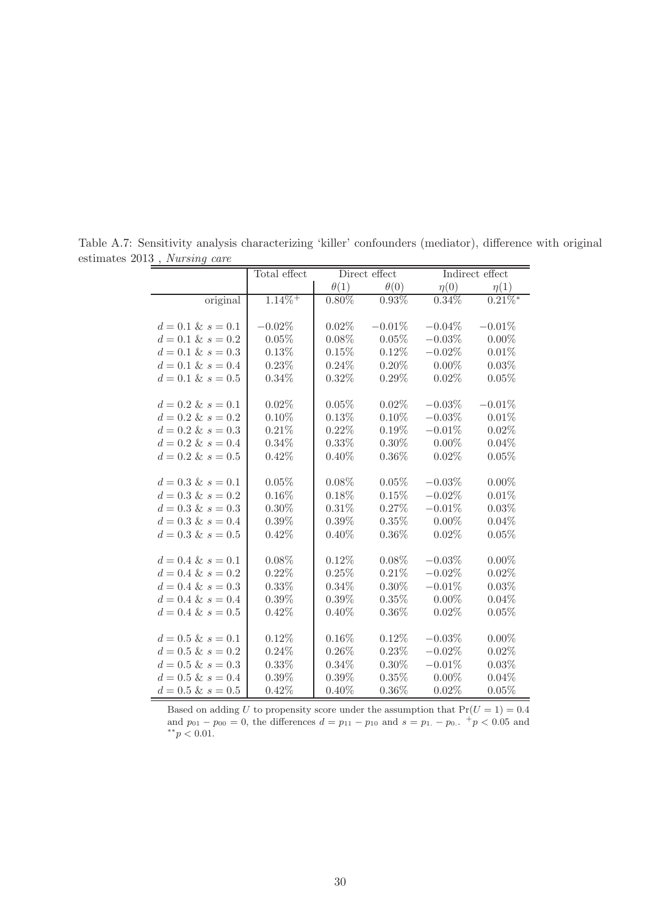Table A.7: Sensitivity analysis characterizing 'killer' confounders (mediator), difference with original estimates 2013 , *Nursing care*

| | Total effect | Direct effect | | Indirect effect | |
|---|---|---|---|---|---|
| | | $\theta(1)$ | $\theta(0)$ | $\eta(0)$ | $\eta(1)$ |
| original | $1.14\%^{+}$ | $0.80\%$ | $0.93\%$ | $0.34\%$ | $0.21\%^{*}$ |
| $d = 0.1$ & $s = 0.1$ | $-0.02\%$ | $0.02\%$ | $-0.01\%$ | $-0.04\%$ | $-0.01\%$ |
| $d = 0.1$ & $s = 0.2$ | $0.05\%$ | $0.08\%$ | $0.05\%$ | $-0.03\%$ | $0.00\%$ |
| $d = 0.1$ & $s = 0.3$ | $0.13\%$ | $0.15\%$ | $0.12\%$ | $-0.02\%$ | $0.01\%$ |
| $d = 0.1$ & $s = 0.4$ | $0.23\%$ | $0.24\%$ | $0.20\%$ | $0.00\%$ | $0.03\%$ |
| $d = 0.1$ & $s = 0.5$ | $0.34\%$ | $0.32\%$ | $0.29\%$ | $0.02\%$ | $0.05\%$ |
| $d = 0.2$ & $s = 0.1$ | $0.02\%$ | $0.05\%$ | $0.02\%$ | $-0.03\%$ | $-0.01\%$ |
| $d = 0.2$ & $s = 0.2$ | $0.10\%$ | $0.13\%$ | $0.10\%$ | $-0.03\%$ | $0.01\%$ |
| $d = 0.2$ & $s = 0.3$ | $0.21\%$ | $0.22\%$ | $0.19\%$ | $-0.01\%$ | $0.02\%$ |
| $d = 0.2$ & $s = 0.4$ | $0.34\%$ | $0.33\%$ | $0.30\%$ | $0.00\%$ | $0.04\%$ |
| $d = 0.2$ & $s = 0.5$ | $0.42\%$ | $0.40\%$ | $0.36\%$ | $0.02\%$ | $0.05\%$ |
| $d = 0.3$ & $s = 0.1$ | $0.05\%$ | $0.08\%$ | $0.05\%$ | $-0.03\%$ | $0.00\%$ |
| $d = 0.3$ & $s = 0.2$ | $0.16\%$ | $0.18\%$ | $0.15\%$ | $-0.02\%$ | $0.01\%$ |
| $d = 0.3$ & $s = 0.3$ | $0.30\%$ | $0.31\%$ | $0.27\%$ | $-0.01\%$ | $0.03\%$ |
| $d = 0.3$ & $s = 0.4$ | $0.39\%$ | $0.39\%$ | $0.35\%$ | $0.00\%$ | $0.04\%$ |
| $d = 0.3$ & $s = 0.5$ | $0.42\%$ | $0.40\%$ | $0.36\%$ | $0.02\%$ | $0.05\%$ |
| $d = 0.4$ & $s = 0.1$ | $0.08\%$ | $0.12\%$ | $0.08\%$ | $-0.03\%$ | $0.00\%$ |
| $d = 0.4$ & $s = 0.2$ | $0.22\%$ | $0.25\%$ | $0.21\%$ | $-0.02\%$ | $0.02\%$ |
| $d = 0.4$ & $s = 0.3$ | $0.33\%$ | $0.34\%$ | $0.30\%$ | $-0.01\%$ | $0.03\%$ |
| $d = 0.4$ & $s = 0.4$ | $0.39\%$ | $0.39\%$ | $0.35\%$ | $0.00\%$ | $0.04\%$ |
| $d = 0.4$ & $s = 0.5$ | $0.42\%$ | $0.40\%$ | $0.36\%$ | $0.02\%$ | $0.05\%$ |
| $d = 0.5$ & $s = 0.1$ | $0.12\%$ | $0.16\%$ | $0.12\%$ | $-0.03\%$ | $0.00\%$ |
| $d = 0.5$ & $s = 0.2$ | $0.24\%$ | $0.26\%$ | $0.23\%$ | $-0.02\%$ | $0.02\%$ |
| $d = 0.5$ & $s = 0.3$ | $0.33\%$ | $0.34\%$ | $0.30\%$ | $-0.01\%$ | $0.03\%$ |
| $d = 0.5$ & $s = 0.4$ | $0.39\%$ | $0.39\%$ | $0.35\%$ | $0.00\%$ | $0.04\%$ |
| $d = 0.5$ & $s = 0.5$ | $0.42\%$ | $0.40\%$ | $0.36\%$ | $0.02\%$ | $0.05\%$ |

Based on adding $U$ to propensity score under the assumption that $\Pr(U = 1) = 0.4$ and $p_{01} - p_{00} = 0$, the differences $d = p_{11} - p_{10}$ and $s = p_{1.} - p_{0.}$. $^{+}p < 0.05$ and $^{**}p < 0.01$.